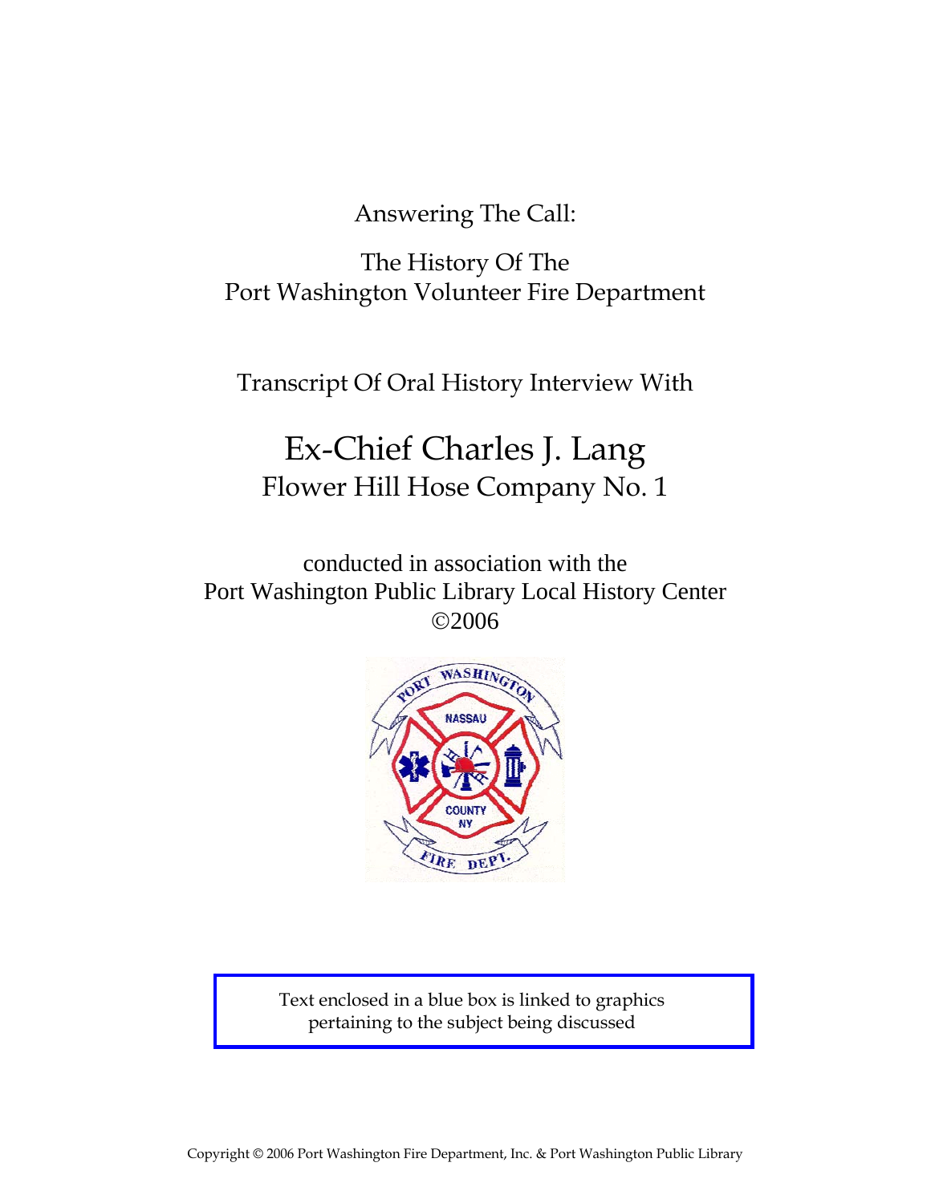Answering The Call:

The History Of The
Port Washington Volunteer Fire Department

Transcript Of Oral History Interview With

# Ex-Chief Charles J. Lang
## Flower Hill Hose Company No. 1

conducted in association with the
Port Washington Public Library Local History Center
©2006

Text enclosed in a blue box is linked to graphics pertaining to the subject being discussed

Copyright © 2006 Port Washington Fire Department, Inc. & Port Washington Public Library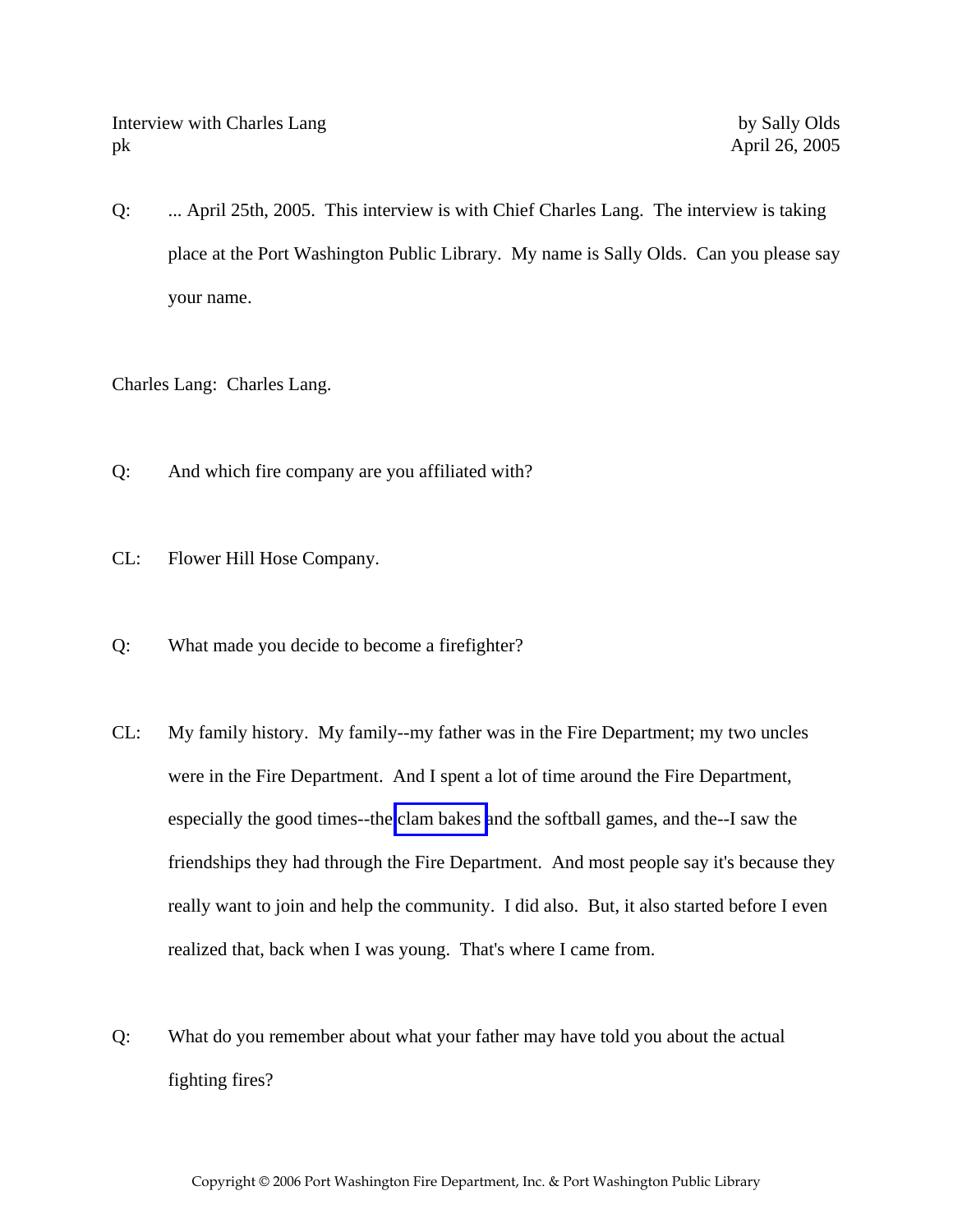Interview with Charles Lang — by Sally Olds
pk — April 26, 2005

Q: ... April 25th, 2005. This interview is with Chief Charles Lang. The interview is taking place at the Port Washington Public Library. My name is Sally Olds. Can you please say your name.

Charles Lang: Charles Lang.

Q: And which fire company are you affiliated with?

CL: Flower Hill Hose Company.

Q: What made you decide to become a firefighter?

CL: My family history. My family--my father was in the Fire Department; my two uncles were in the Fire Department. And I spent a lot of time around the Fire Department, especially the good times--the clam bakes and the softball games, and the--I saw the friendships they had through the Fire Department. And most people say it's because they really want to join and help the community. I did also. But, it also started before I even realized that, back when I was young. That's where I came from.

Q: What do you remember about what your father may have told you about the actual fighting fires?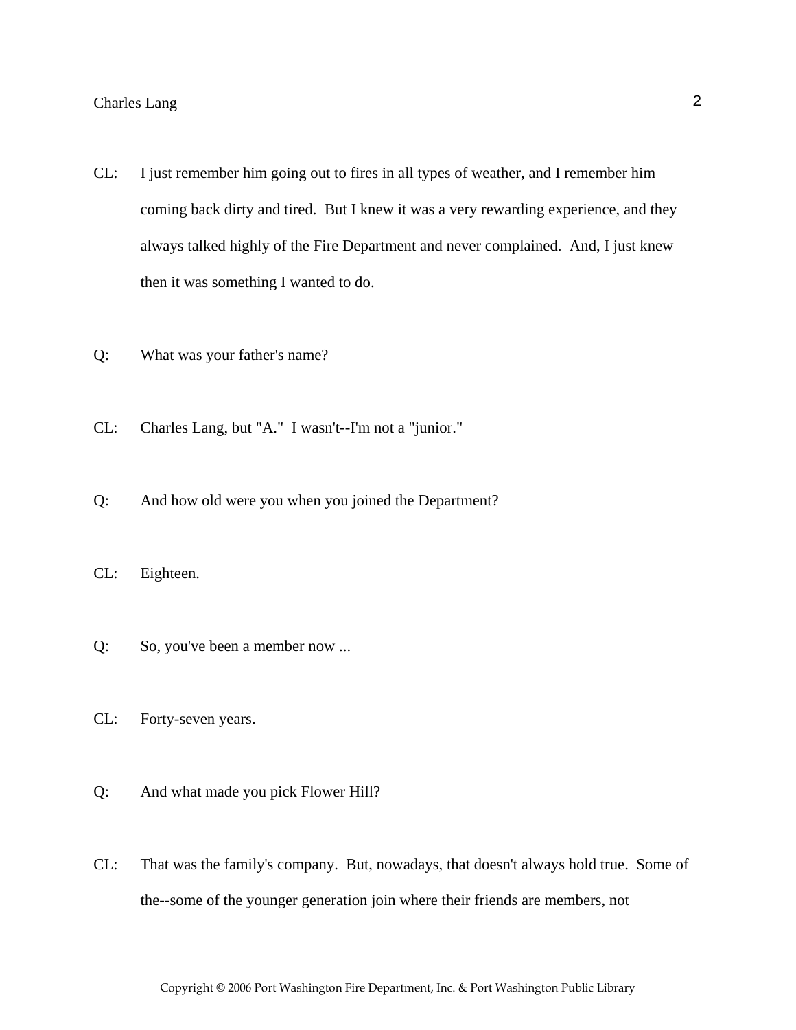CL: I just remember him going out to fires in all types of weather, and I remember him coming back dirty and tired. But I knew it was a very rewarding experience, and they always talked highly of the Fire Department and never complained. And, I just knew then it was something I wanted to do.

Q: What was your father's name?

CL: Charles Lang, but "A." I wasn't--I'm not a "junior."

Q: And how old were you when you joined the Department?

CL: Eighteen.

Q: So, you've been a member now ...

CL: Forty-seven years.

Q: And what made you pick Flower Hill?

CL: That was the family's company. But, nowadays, that doesn't always hold true. Some of the--some of the younger generation join where their friends are members, not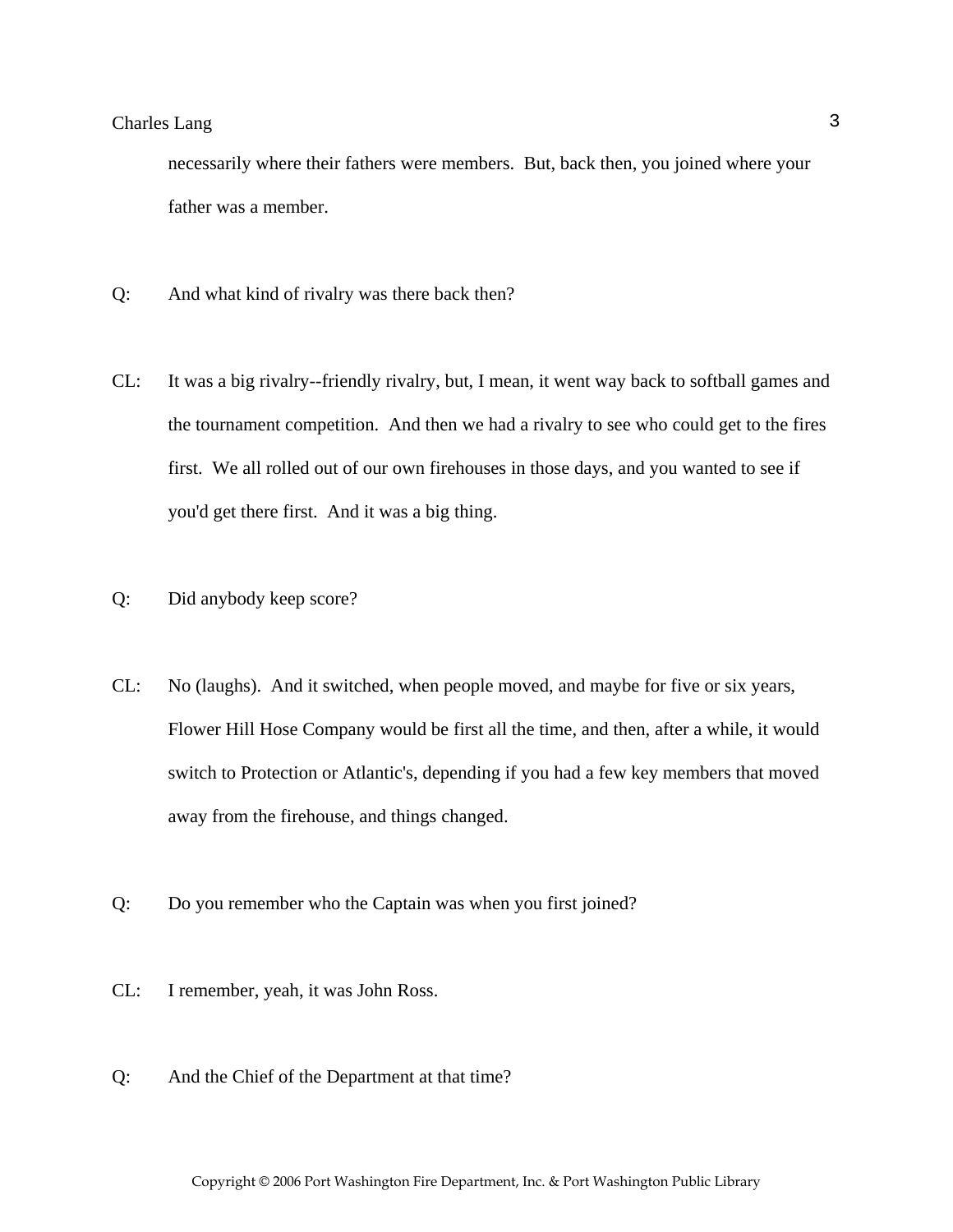necessarily where their fathers were members. But, back then, you joined where your father was a member.

Q: And what kind of rivalry was there back then?

CL: It was a big rivalry--friendly rivalry, but, I mean, it went way back to softball games and the tournament competition. And then we had a rivalry to see who could get to the fires first. We all rolled out of our own firehouses in those days, and you wanted to see if you'd get there first. And it was a big thing.

Q: Did anybody keep score?

CL: No (laughs). And it switched, when people moved, and maybe for five or six years, Flower Hill Hose Company would be first all the time, and then, after a while, it would switch to Protection or Atlantic's, depending if you had a few key members that moved away from the firehouse, and things changed.

Q: Do you remember who the Captain was when you first joined?

CL: I remember, yeah, it was John Ross.

Q: And the Chief of the Department at that time?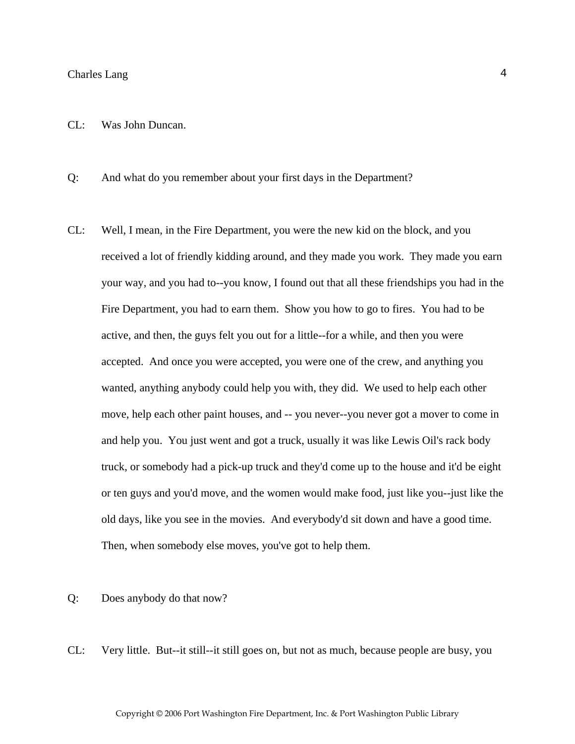CL: Was John Duncan.

Q: And what do you remember about your first days in the Department?

CL: Well, I mean, in the Fire Department, you were the new kid on the block, and you received a lot of friendly kidding around, and they made you work. They made you earn your way, and you had to--you know, I found out that all these friendships you had in the Fire Department, you had to earn them. Show you how to go to fires. You had to be active, and then, the guys felt you out for a little--for a while, and then you were accepted. And once you were accepted, you were one of the crew, and anything you wanted, anything anybody could help you with, they did. We used to help each other move, help each other paint houses, and -- you never--you never got a mover to come in and help you. You just went and got a truck, usually it was like Lewis Oil's rack body truck, or somebody had a pick-up truck and they'd come up to the house and it'd be eight or ten guys and you'd move, and the women would make food, just like you--just like the old days, like you see in the movies. And everybody'd sit down and have a good time. Then, when somebody else moves, you've got to help them.

Q: Does anybody do that now?

CL: Very little. But--it still--it still goes on, but not as much, because people are busy, you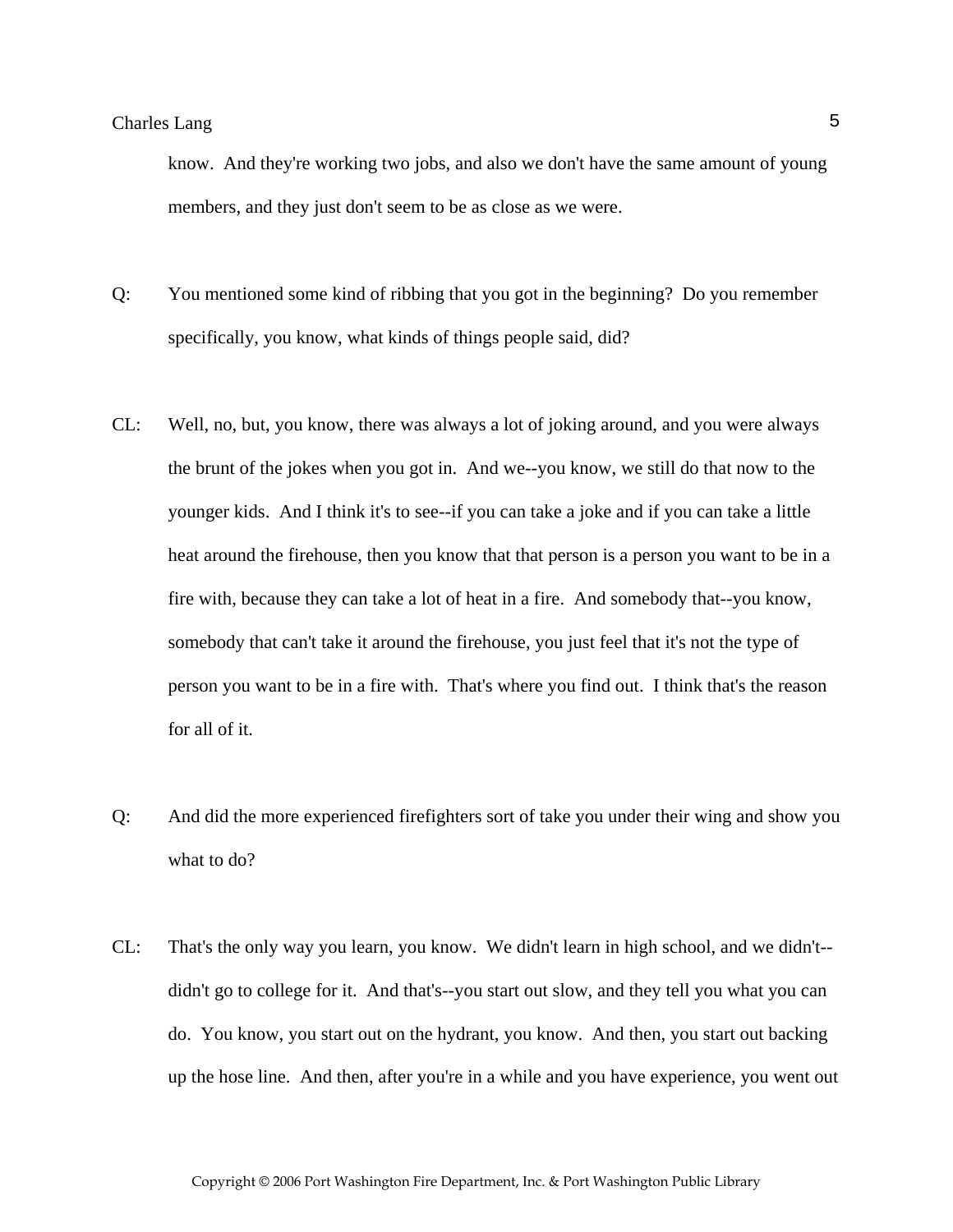know. And they're working two jobs, and also we don't have the same amount of young members, and they just don't seem to be as close as we were.

Q: You mentioned some kind of ribbing that you got in the beginning? Do you remember specifically, you know, what kinds of things people said, did?

CL: Well, no, but, you know, there was always a lot of joking around, and you were always the brunt of the jokes when you got in. And we--you know, we still do that now to the younger kids. And I think it's to see--if you can take a joke and if you can take a little heat around the firehouse, then you know that that person is a person you want to be in a fire with, because they can take a lot of heat in a fire. And somebody that--you know, somebody that can't take it around the firehouse, you just feel that it's not the type of person you want to be in a fire with. That's where you find out. I think that's the reason for all of it.

Q: And did the more experienced firefighters sort of take you under their wing and show you what to do?

CL: That's the only way you learn, you know. We didn't learn in high school, and we didn't--didn't go to college for it. And that's--you start out slow, and they tell you what you can do. You know, you start out on the hydrant, you know. And then, you start out backing up the hose line. And then, after you're in a while and you have experience, you went out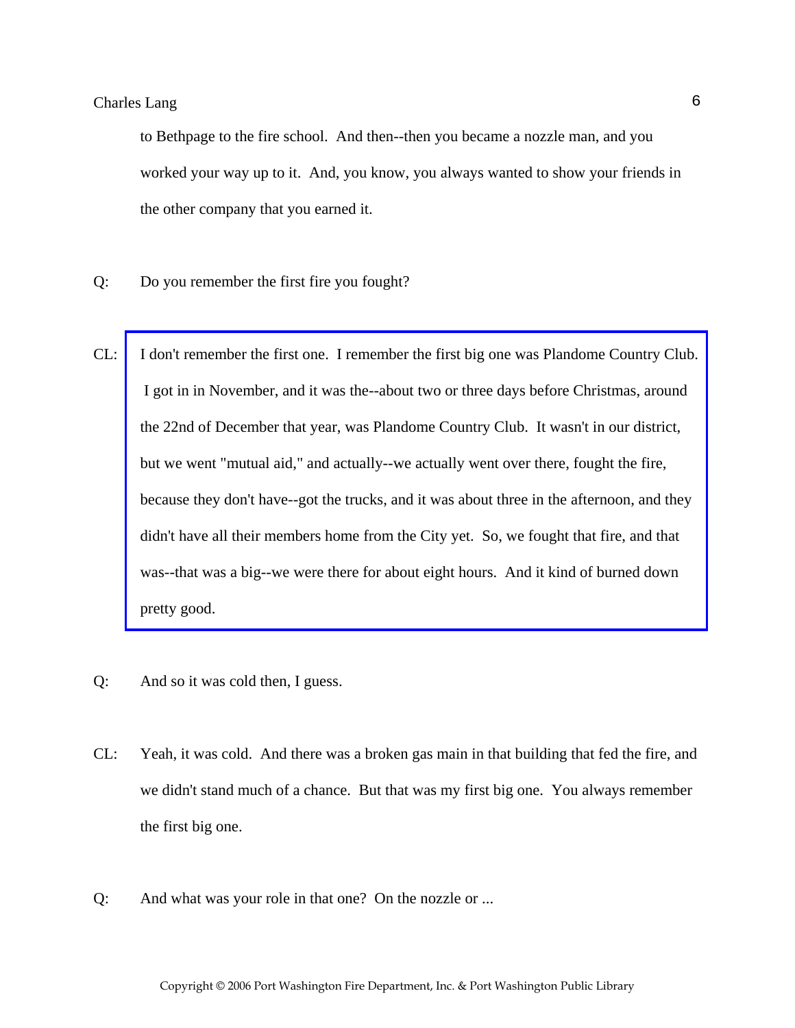to Bethpage to the fire school. And then--then you became a nozzle man, and you worked your way up to it. And, you know, you always wanted to show your friends in the other company that you earned it.

Q: Do you remember the first fire you fought?

CL: I don't remember the first one. I remember the first big one was Plandome Country Club. I got in in November, and it was the--about two or three days before Christmas, around the 22nd of December that year, was Plandome Country Club. It wasn't in our district, but we went "mutual aid," and actually--we actually went over there, fought the fire, because they don't have--got the trucks, and it was about three in the afternoon, and they didn't have all their members home from the City yet. So, we fought that fire, and that was--that was a big--we were there for about eight hours. And it kind of burned down pretty good.

Q: And so it was cold then, I guess.

CL: Yeah, it was cold. And there was a broken gas main in that building that fed the fire, and we didn't stand much of a chance. But that was my first big one. You always remember the first big one.

Q: And what was your role in that one? On the nozzle or ...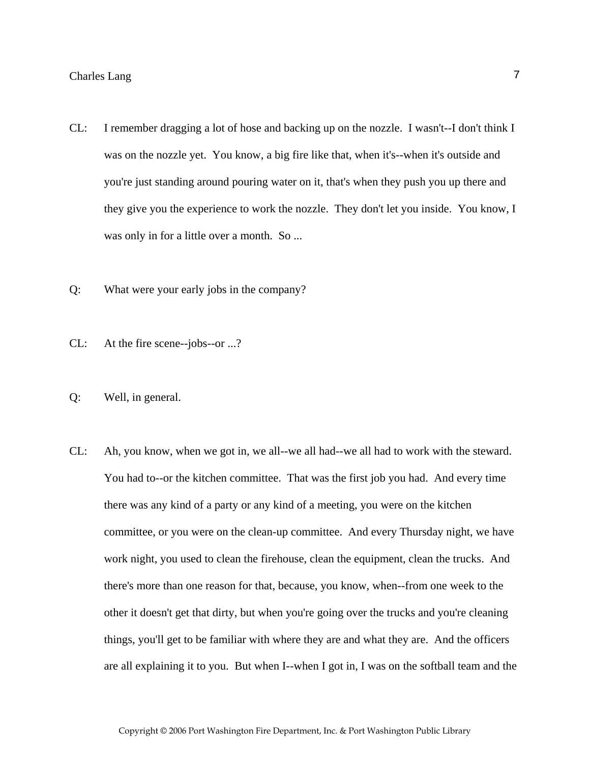CL: I remember dragging a lot of hose and backing up on the nozzle. I wasn't--I don't think I was on the nozzle yet. You know, a big fire like that, when it's--when it's outside and you're just standing around pouring water on it, that's when they push you up there and they give you the experience to work the nozzle. They don't let you inside. You know, I was only in for a little over a month. So ...

Q: What were your early jobs in the company?

CL: At the fire scene--jobs--or ...?

Q: Well, in general.

CL: Ah, you know, when we got in, we all--we all had--we all had to work with the steward. You had to--or the kitchen committee. That was the first job you had. And every time there was any kind of a party or any kind of a meeting, you were on the kitchen committee, or you were on the clean-up committee. And every Thursday night, we have work night, you used to clean the firehouse, clean the equipment, clean the trucks. And there's more than one reason for that, because, you know, when--from one week to the other it doesn't get that dirty, but when you're going over the trucks and you're cleaning things, you'll get to be familiar with where they are and what they are. And the officers are all explaining it to you. But when I--when I got in, I was on the softball team and the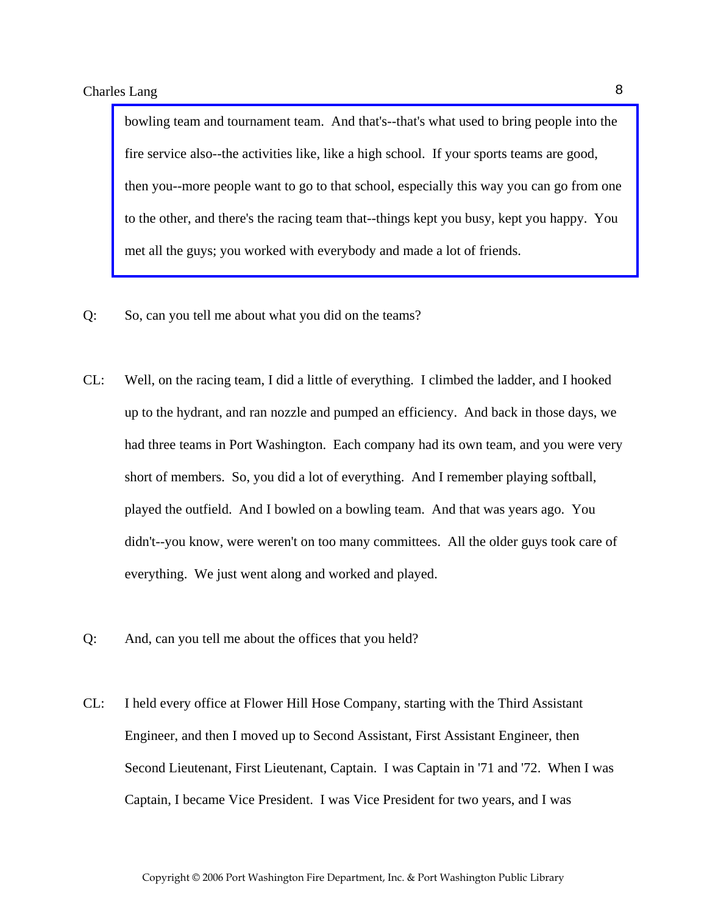bowling team and tournament team. And that's--that's what used to bring people into the fire service also--the activities like, like a high school. If your sports teams are good, then you--more people want to go to that school, especially this way you can go from one to the other, and there's the racing team that--things kept you busy, kept you happy. You met all the guys; you worked with everybody and made a lot of friends.

Q: So, can you tell me about what you did on the teams?

CL: Well, on the racing team, I did a little of everything. I climbed the ladder, and I hooked up to the hydrant, and ran nozzle and pumped an efficiency. And back in those days, we had three teams in Port Washington. Each company had its own team, and you were very short of members. So, you did a lot of everything. And I remember playing softball, played the outfield. And I bowled on a bowling team. And that was years ago. You didn't--you know, were weren't on too many committees. All the older guys took care of everything. We just went along and worked and played.

Q: And, can you tell me about the offices that you held?

CL: I held every office at Flower Hill Hose Company, starting with the Third Assistant Engineer, and then I moved up to Second Assistant, First Assistant Engineer, then Second Lieutenant, First Lieutenant, Captain. I was Captain in '71 and '72. When I was Captain, I became Vice President. I was Vice President for two years, and I was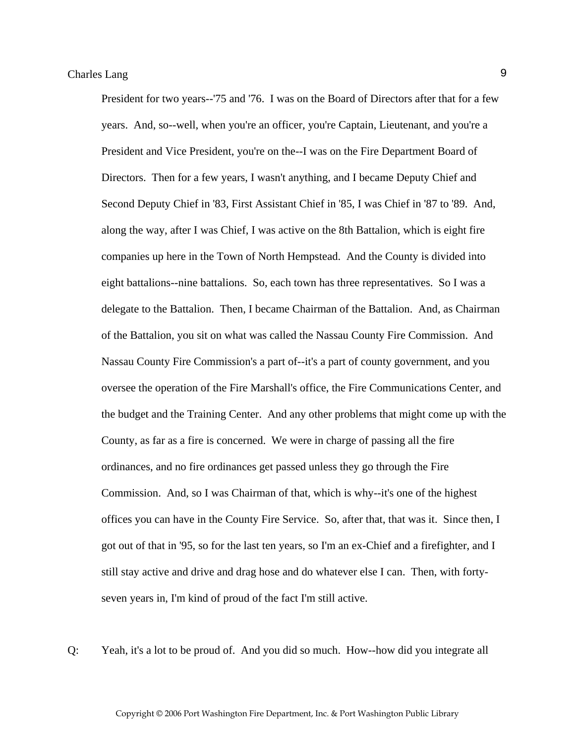President for two years--'75 and '76. I was on the Board of Directors after that for a few years. And, so--well, when you're an officer, you're Captain, Lieutenant, and you're a President and Vice President, you're on the--I was on the Fire Department Board of Directors. Then for a few years, I wasn't anything, and I became Deputy Chief and Second Deputy Chief in '83, First Assistant Chief in '85, I was Chief in '87 to '89. And, along the way, after I was Chief, I was active on the 8th Battalion, which is eight fire companies up here in the Town of North Hempstead. And the County is divided into eight battalions--nine battalions. So, each town has three representatives. So I was a delegate to the Battalion. Then, I became Chairman of the Battalion. And, as Chairman of the Battalion, you sit on what was called the Nassau County Fire Commission. And Nassau County Fire Commission's a part of--it's a part of county government, and you oversee the operation of the Fire Marshall's office, the Fire Communications Center, and the budget and the Training Center. And any other problems that might come up with the County, as far as a fire is concerned. We were in charge of passing all the fire ordinances, and no fire ordinances get passed unless they go through the Fire Commission. And, so I was Chairman of that, which is why--it's one of the highest offices you can have in the County Fire Service. So, after that, that was it. Since then, I got out of that in '95, so for the last ten years, so I'm an ex-Chief and a firefighter, and I still stay active and drive and drag hose and do whatever else I can. Then, with forty-seven years in, I'm kind of proud of the fact I'm still active.

Q: Yeah, it's a lot to be proud of. And you did so much. How--how did you integrate all

Copyright © 2006 Port Washington Fire Department, Inc. & Port Washington Public Library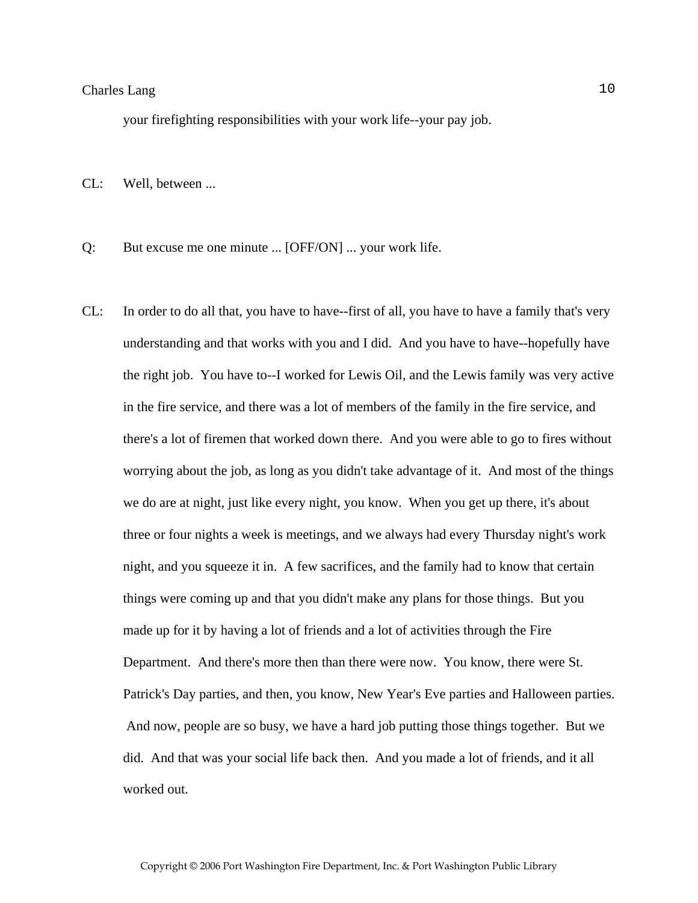your firefighting responsibilities with your work life--your pay job.

CL: Well, between ...

Q: But excuse me one minute ... [OFF/ON] ... your work life.

CL: In order to do all that, you have to have--first of all, you have to have a family that's very understanding and that works with you and I did. And you have to have--hopefully have the right job. You have to--I worked for Lewis Oil, and the Lewis family was very active in the fire service, and there was a lot of members of the family in the fire service, and there's a lot of firemen that worked down there. And you were able to go to fires without worrying about the job, as long as you didn't take advantage of it. And most of the things we do are at night, just like every night, you know. When you get up there, it's about three or four nights a week is meetings, and we always had every Thursday night's work night, and you squeeze it in. A few sacrifices, and the family had to know that certain things were coming up and that you didn't make any plans for those things. But you made up for it by having a lot of friends and a lot of activities through the Fire Department. And there's more then than there were now. You know, there were St. Patrick's Day parties, and then, you know, New Year's Eve parties and Halloween parties. And now, people are so busy, we have a hard job putting those things together. But we did. And that was your social life back then. And you made a lot of friends, and it all worked out.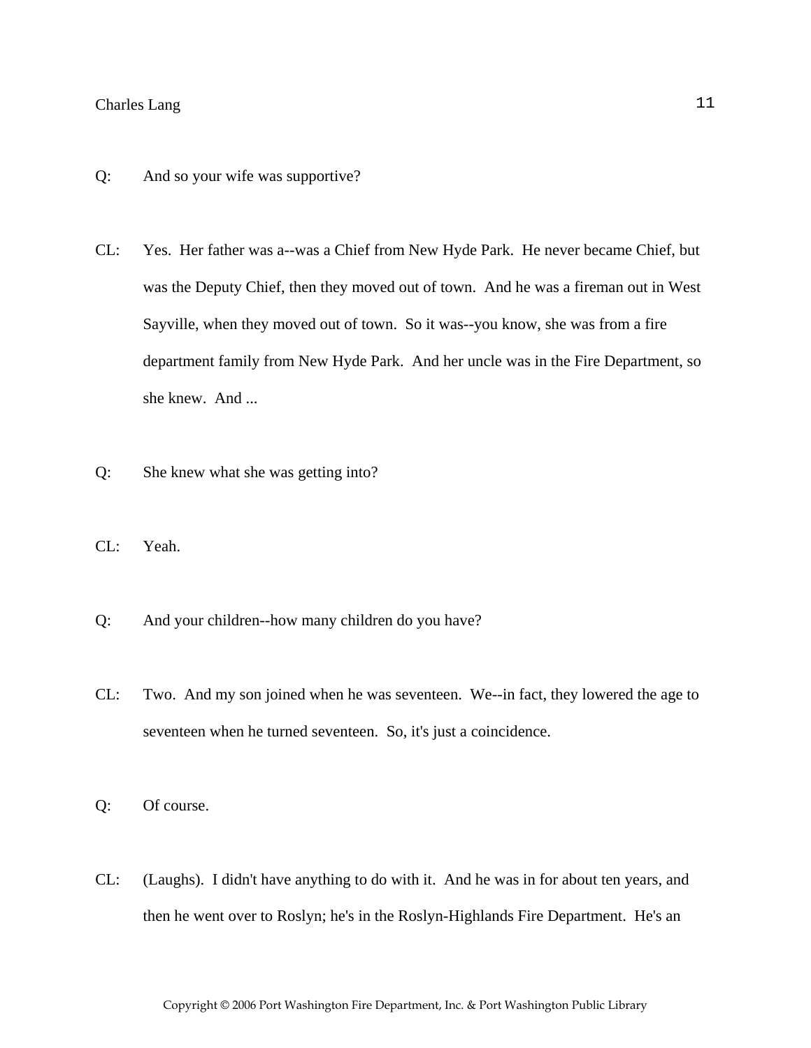Q: And so your wife was supportive?

CL: Yes. Her father was a--was a Chief from New Hyde Park. He never became Chief, but was the Deputy Chief, then they moved out of town. And he was a fireman out in West Sayville, when they moved out of town. So it was--you know, she was from a fire department family from New Hyde Park. And her uncle was in the Fire Department, so she knew. And ...

Q: She knew what she was getting into?

CL: Yeah.

Q: And your children--how many children do you have?

CL: Two. And my son joined when he was seventeen. We--in fact, they lowered the age to seventeen when he turned seventeen. So, it's just a coincidence.

Q: Of course.

CL: (Laughs). I didn't have anything to do with it. And he was in for about ten years, and then he went over to Roslyn; he's in the Roslyn-Highlands Fire Department. He's an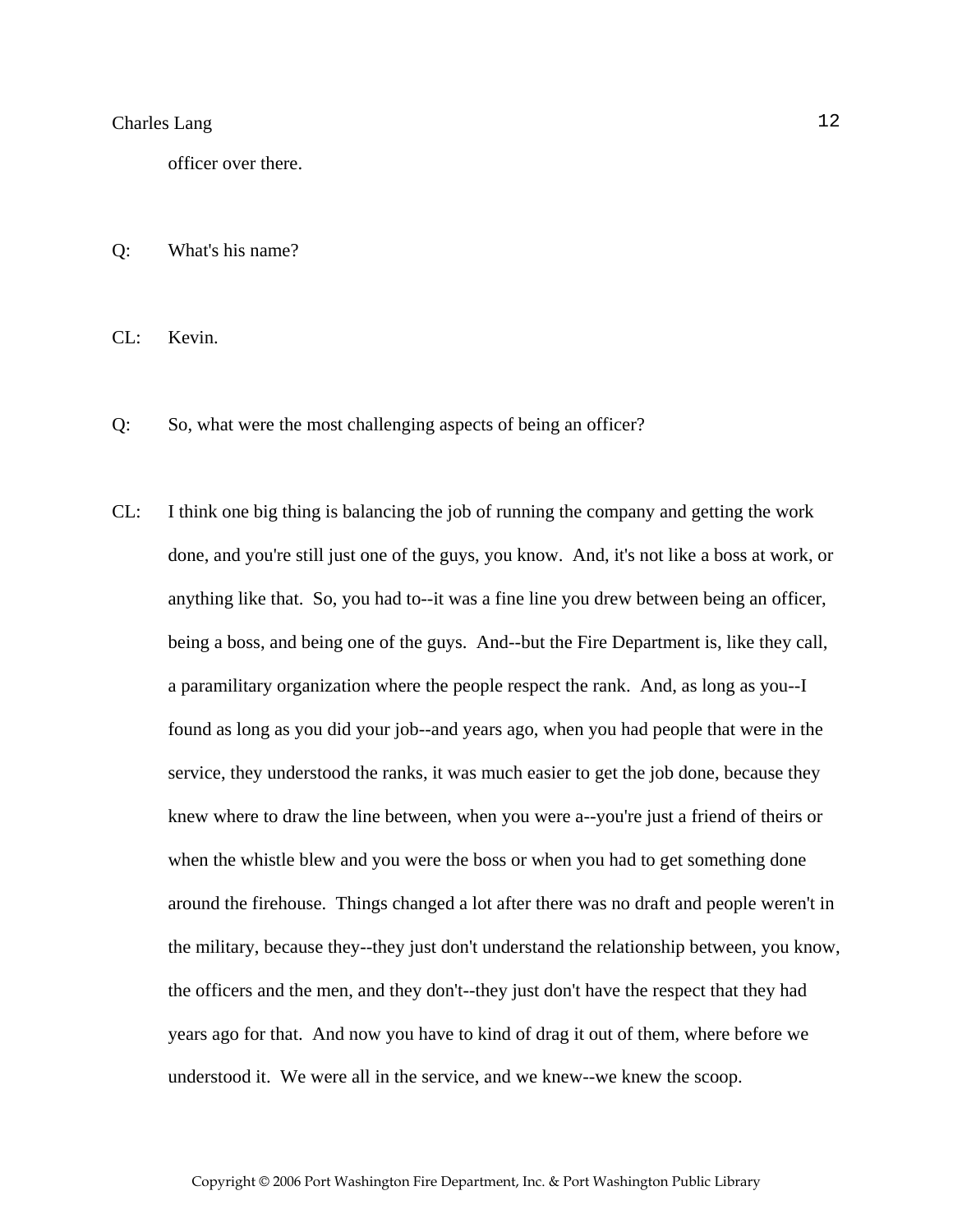officer over there.

Q: What's his name?

CL: Kevin.

Q: So, what were the most challenging aspects of being an officer?

CL: I think one big thing is balancing the job of running the company and getting the work done, and you're still just one of the guys, you know. And, it's not like a boss at work, or anything like that. So, you had to--it was a fine line you drew between being an officer, being a boss, and being one of the guys. And--but the Fire Department is, like they call, a paramilitary organization where the people respect the rank. And, as long as you--I found as long as you did your job--and years ago, when you had people that were in the service, they understood the ranks, it was much easier to get the job done, because they knew where to draw the line between, when you were a--you're just a friend of theirs or when the whistle blew and you were the boss or when you had to get something done around the firehouse. Things changed a lot after there was no draft and people weren't in the military, because they--they just don't understand the relationship between, you know, the officers and the men, and they don't--they just don't have the respect that they had years ago for that. And now you have to kind of drag it out of them, where before we understood it. We were all in the service, and we knew--we knew the scoop.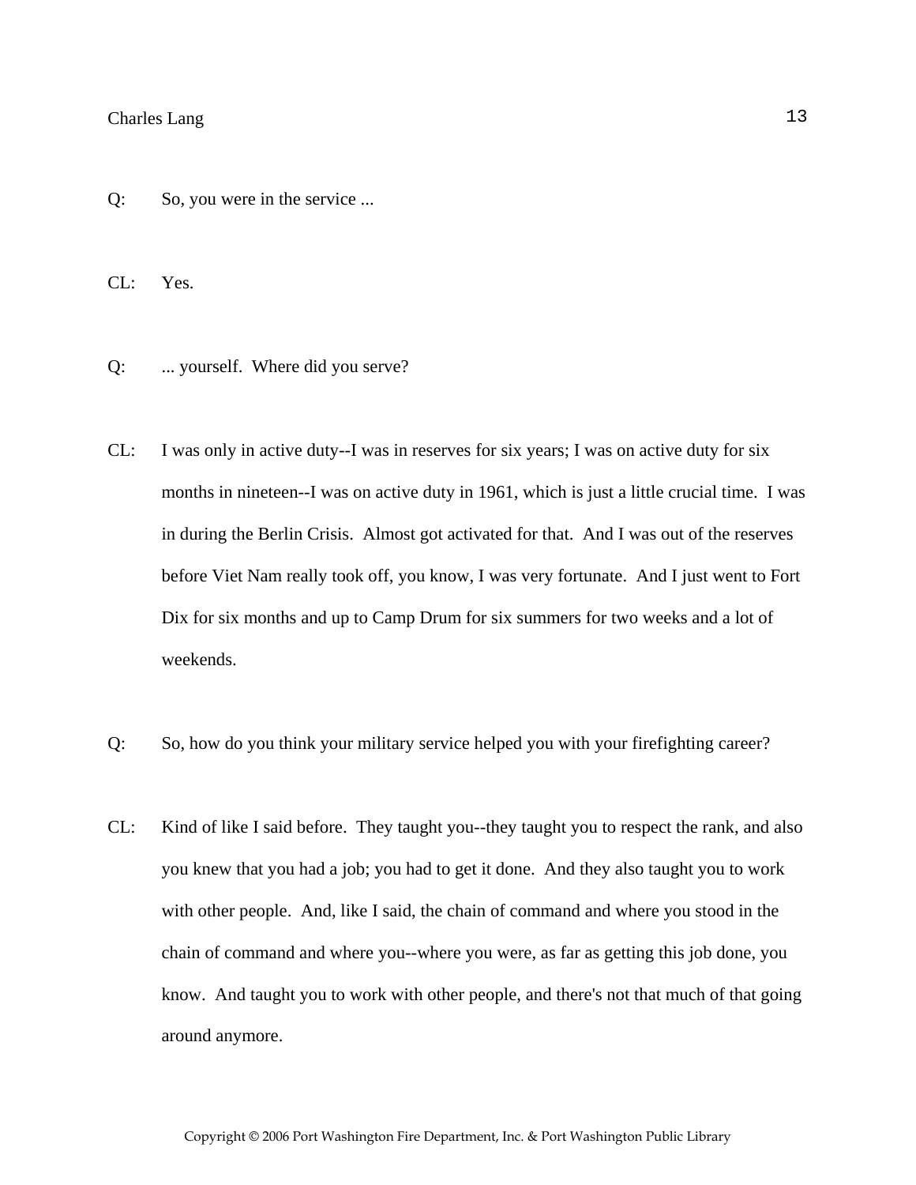Q: So, you were in the service ...

CL: Yes.

Q: ... yourself. Where did you serve?

CL: I was only in active duty--I was in reserves for six years; I was on active duty for six months in nineteen--I was on active duty in 1961, which is just a little crucial time. I was in during the Berlin Crisis. Almost got activated for that. And I was out of the reserves before Viet Nam really took off, you know, I was very fortunate. And I just went to Fort Dix for six months and up to Camp Drum for six summers for two weeks and a lot of weekends.

Q: So, how do you think your military service helped you with your firefighting career?

CL: Kind of like I said before. They taught you--they taught you to respect the rank, and also you knew that you had a job; you had to get it done. And they also taught you to work with other people. And, like I said, the chain of command and where you stood in the chain of command and where you--where you were, as far as getting this job done, you know. And taught you to work with other people, and there's not that much of that going around anymore.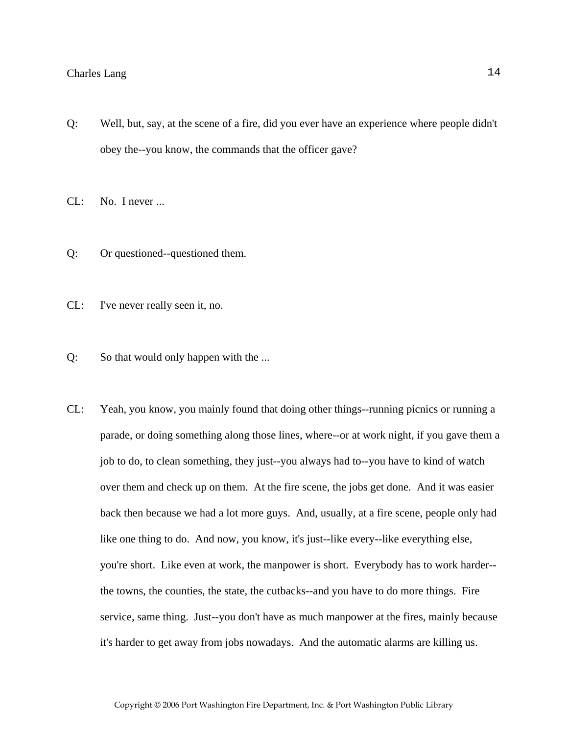Q: Well, but, say, at the scene of a fire, did you ever have an experience where people didn't obey the--you know, the commands that the officer gave?

CL: No. I never ...

Q: Or questioned--questioned them.

CL: I've never really seen it, no.

Q: So that would only happen with the ...

CL: Yeah, you know, you mainly found that doing other things--running picnics or running a parade, or doing something along those lines, where--or at work night, if you gave them a job to do, to clean something, they just--you always had to--you have to kind of watch over them and check up on them. At the fire scene, the jobs get done. And it was easier back then because we had a lot more guys. And, usually, at a fire scene, people only had like one thing to do. And now, you know, it's just--like every--like everything else, you're short. Like even at work, the manpower is short. Everybody has to work harder--the towns, the counties, the state, the cutbacks--and you have to do more things. Fire service, same thing. Just--you don't have as much manpower at the fires, mainly because it's harder to get away from jobs nowadays. And the automatic alarms are killing us.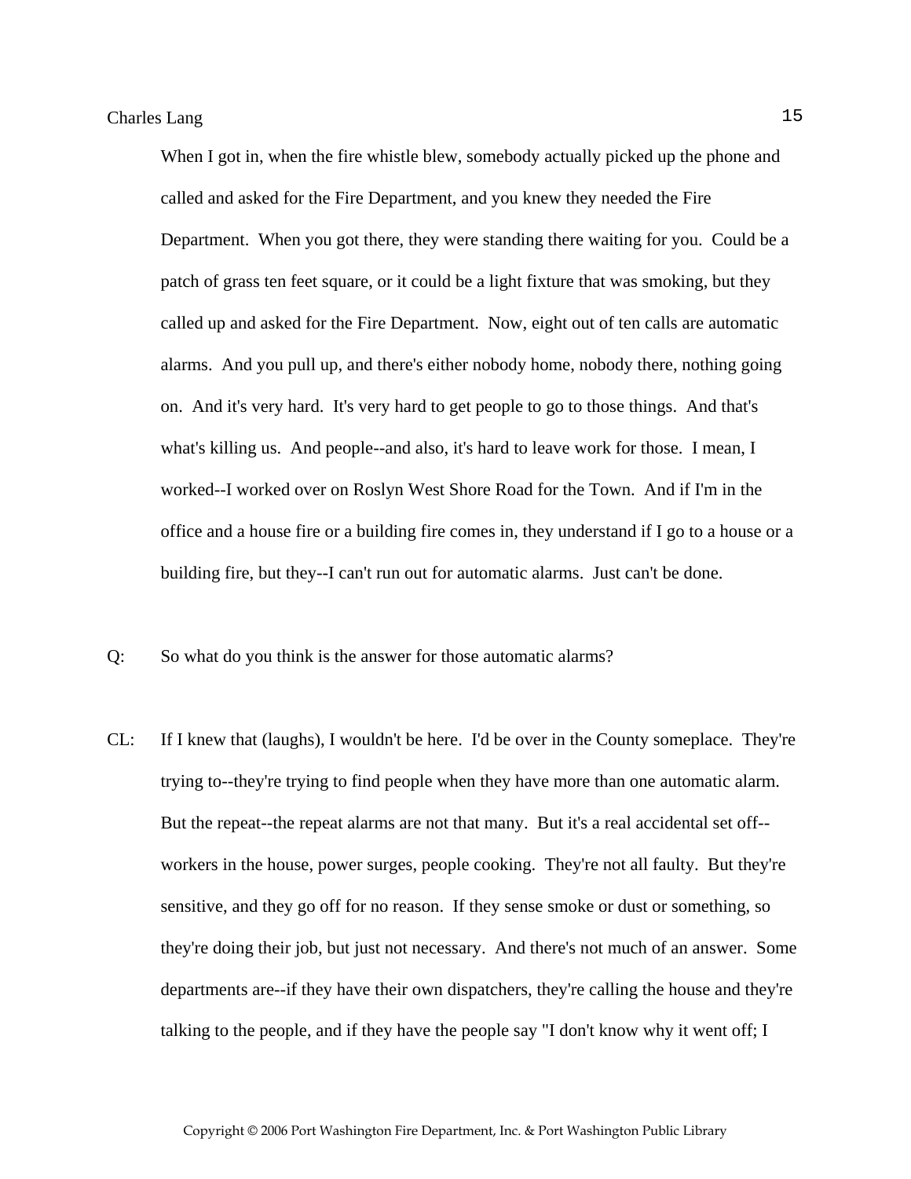When I got in, when the fire whistle blew, somebody actually picked up the phone and called and asked for the Fire Department, and you knew they needed the Fire Department. When you got there, they were standing there waiting for you. Could be a patch of grass ten feet square, or it could be a light fixture that was smoking, but they called up and asked for the Fire Department. Now, eight out of ten calls are automatic alarms. And you pull up, and there's either nobody home, nobody there, nothing going on. And it's very hard. It's very hard to get people to go to those things. And that's what's killing us. And people--and also, it's hard to leave work for those. I mean, I worked--I worked over on Roslyn West Shore Road for the Town. And if I'm in the office and a house fire or a building fire comes in, they understand if I go to a house or a building fire, but they--I can't run out for automatic alarms. Just can't be done.

Q: So what do you think is the answer for those automatic alarms?

CL: If I knew that (laughs), I wouldn't be here. I'd be over in the County someplace. They're trying to--they're trying to find people when they have more than one automatic alarm. But the repeat--the repeat alarms are not that many. But it's a real accidental set off--workers in the house, power surges, people cooking. They're not all faulty. But they're sensitive, and they go off for no reason. If they sense smoke or dust or something, so they're doing their job, but just not necessary. And there's not much of an answer. Some departments are--if they have their own dispatchers, they're calling the house and they're talking to the people, and if they have the people say "I don't know why it went off; I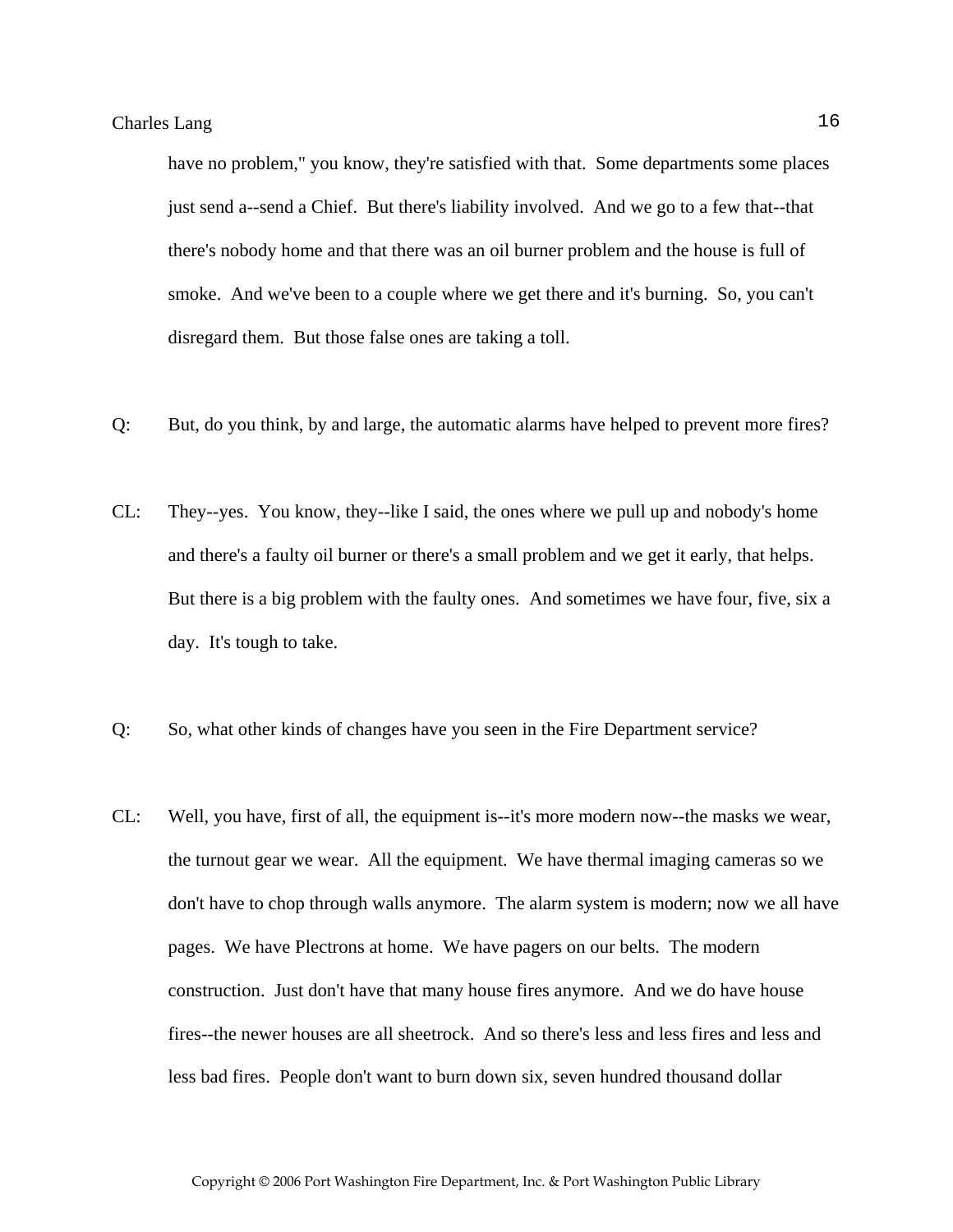have no problem," you know, they're satisfied with that. Some departments some places just send a--send a Chief. But there's liability involved. And we go to a few that--that there's nobody home and that there was an oil burner problem and the house is full of smoke. And we've been to a couple where we get there and it's burning. So, you can't disregard them. But those false ones are taking a toll.

Q: But, do you think, by and large, the automatic alarms have helped to prevent more fires?

CL: They--yes. You know, they--like I said, the ones where we pull up and nobody's home and there's a faulty oil burner or there's a small problem and we get it early, that helps. But there is a big problem with the faulty ones. And sometimes we have four, five, six a day. It's tough to take.

Q: So, what other kinds of changes have you seen in the Fire Department service?

CL: Well, you have, first of all, the equipment is--it's more modern now--the masks we wear, the turnout gear we wear. All the equipment. We have thermal imaging cameras so we don't have to chop through walls anymore. The alarm system is modern; now we all have pages. We have Plectrons at home. We have pagers on our belts. The modern construction. Just don't have that many house fires anymore. And we do have house fires--the newer houses are all sheetrock. And so there's less and less fires and less and less bad fires. People don't want to burn down six, seven hundred thousand dollar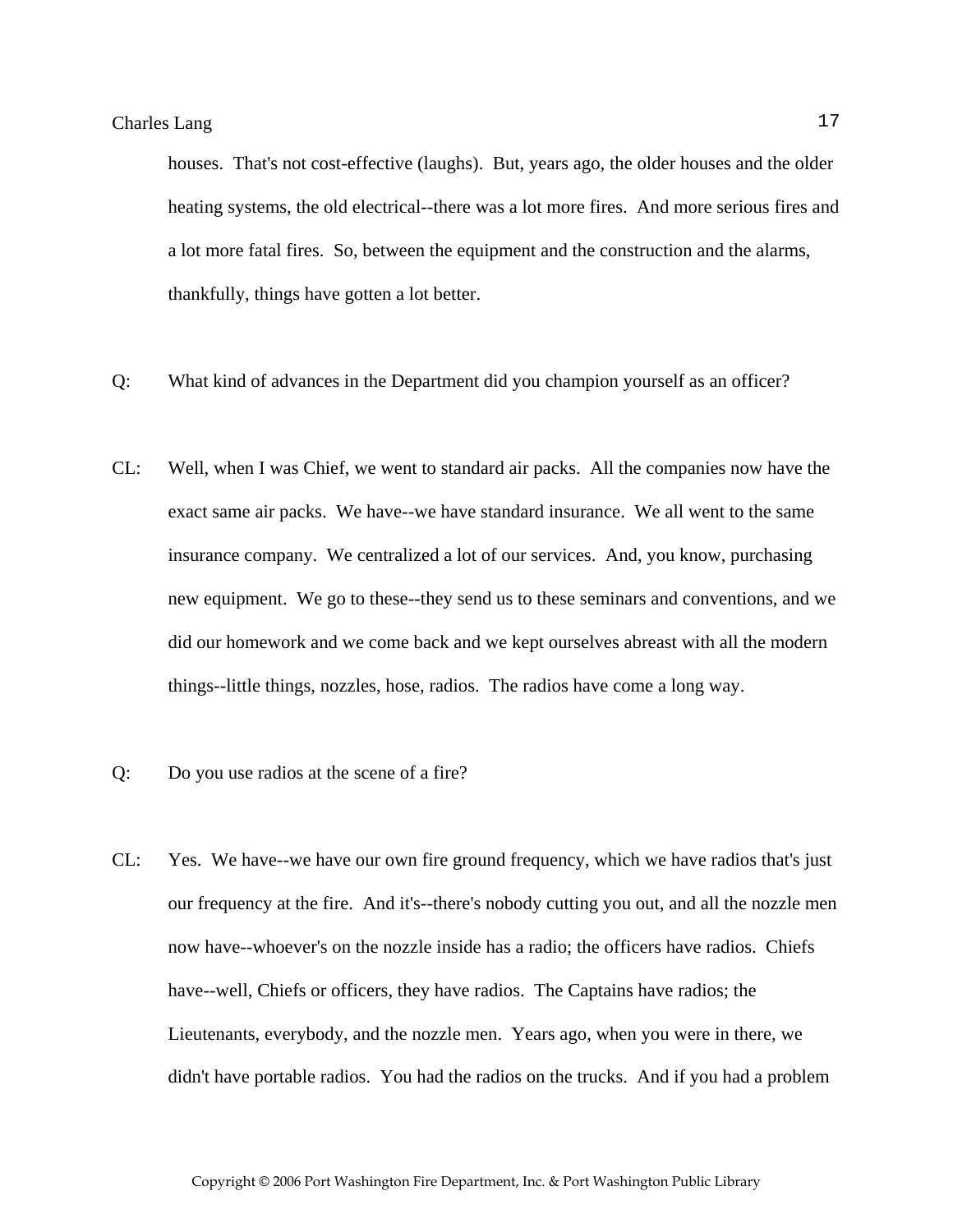houses. That's not cost-effective (laughs). But, years ago, the older houses and the older heating systems, the old electrical--there was a lot more fires. And more serious fires and a lot more fatal fires. So, between the equipment and the construction and the alarms, thankfully, things have gotten a lot better.

Q: What kind of advances in the Department did you champion yourself as an officer?

CL: Well, when I was Chief, we went to standard air packs. All the companies now have the exact same air packs. We have--we have standard insurance. We all went to the same insurance company. We centralized a lot of our services. And, you know, purchasing new equipment. We go to these--they send us to these seminars and conventions, and we did our homework and we come back and we kept ourselves abreast with all the modern things--little things, nozzles, hose, radios. The radios have come a long way.

Q: Do you use radios at the scene of a fire?

CL: Yes. We have--we have our own fire ground frequency, which we have radios that's just our frequency at the fire. And it's--there's nobody cutting you out, and all the nozzle men now have--whoever's on the nozzle inside has a radio; the officers have radios. Chiefs have--well, Chiefs or officers, they have radios. The Captains have radios; the Lieutenants, everybody, and the nozzle men. Years ago, when you were in there, we didn't have portable radios. You had the radios on the trucks. And if you had a problem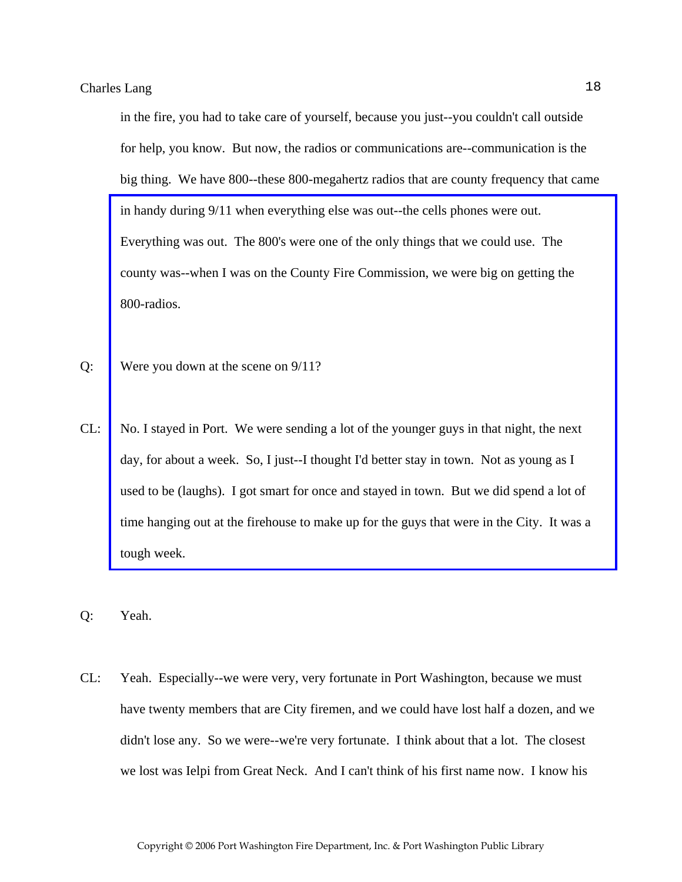in the fire, you had to take care of yourself, because you just--you couldn't call outside for help, you know. But now, the radios or communications are--communication is the big thing. We have 800--these 800-megahertz radios that are county frequency that came in handy during 9/11 when everything else was out--the cells phones were out. Everything was out. The 800's were one of the only things that we could use. The county was--when I was on the County Fire Commission, we were big on getting the 800-radios.

Q: Were you down at the scene on 9/11?

CL: No. I stayed in Port. We were sending a lot of the younger guys in that night, the next day, for about a week. So, I just--I thought I'd better stay in town. Not as young as I used to be (laughs). I got smart for once and stayed in town. But we did spend a lot of time hanging out at the firehouse to make up for the guys that were in the City. It was a tough week.

Q: Yeah.

CL: Yeah. Especially--we were very, very fortunate in Port Washington, because we must have twenty members that are City firemen, and we could have lost half a dozen, and we didn't lose any. So we were--we're very fortunate. I think about that a lot. The closest we lost was Ielpi from Great Neck. And I can't think of his first name now. I know his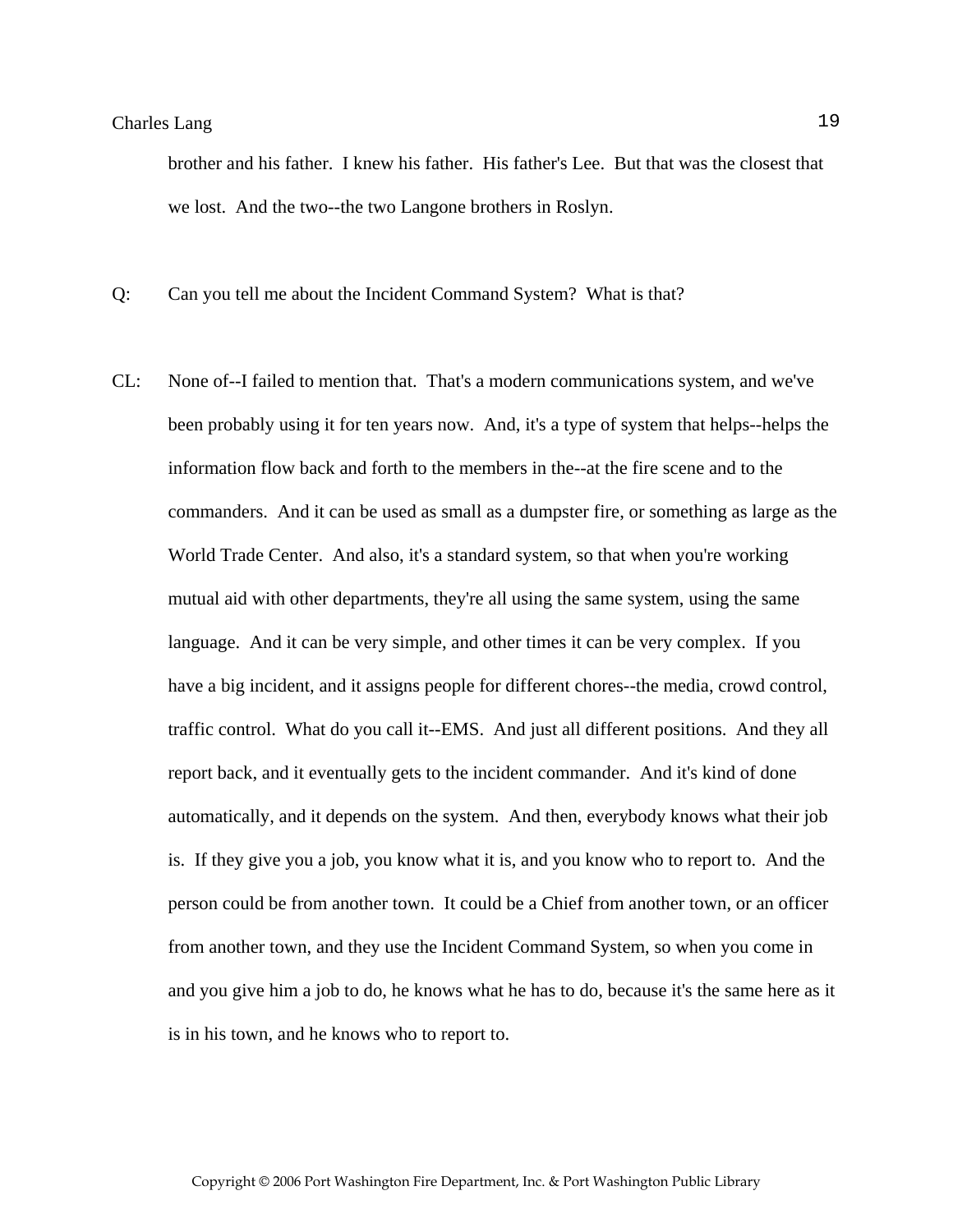brother and his father. I knew his father. His father's Lee. But that was the closest that we lost. And the two--the two Langone brothers in Roslyn.

Q: Can you tell me about the Incident Command System? What is that?

CL: None of--I failed to mention that. That's a modern communications system, and we've been probably using it for ten years now. And, it's a type of system that helps--helps the information flow back and forth to the members in the--at the fire scene and to the commanders. And it can be used as small as a dumpster fire, or something as large as the World Trade Center. And also, it's a standard system, so that when you're working mutual aid with other departments, they're all using the same system, using the same language. And it can be very simple, and other times it can be very complex. If you have a big incident, and it assigns people for different chores--the media, crowd control, traffic control. What do you call it--EMS. And just all different positions. And they all report back, and it eventually gets to the incident commander. And it's kind of done automatically, and it depends on the system. And then, everybody knows what their job is. If they give you a job, you know what it is, and you know who to report to. And the person could be from another town. It could be a Chief from another town, or an officer from another town, and they use the Incident Command System, so when you come in and you give him a job to do, he knows what he has to do, because it's the same here as it is in his town, and he knows who to report to.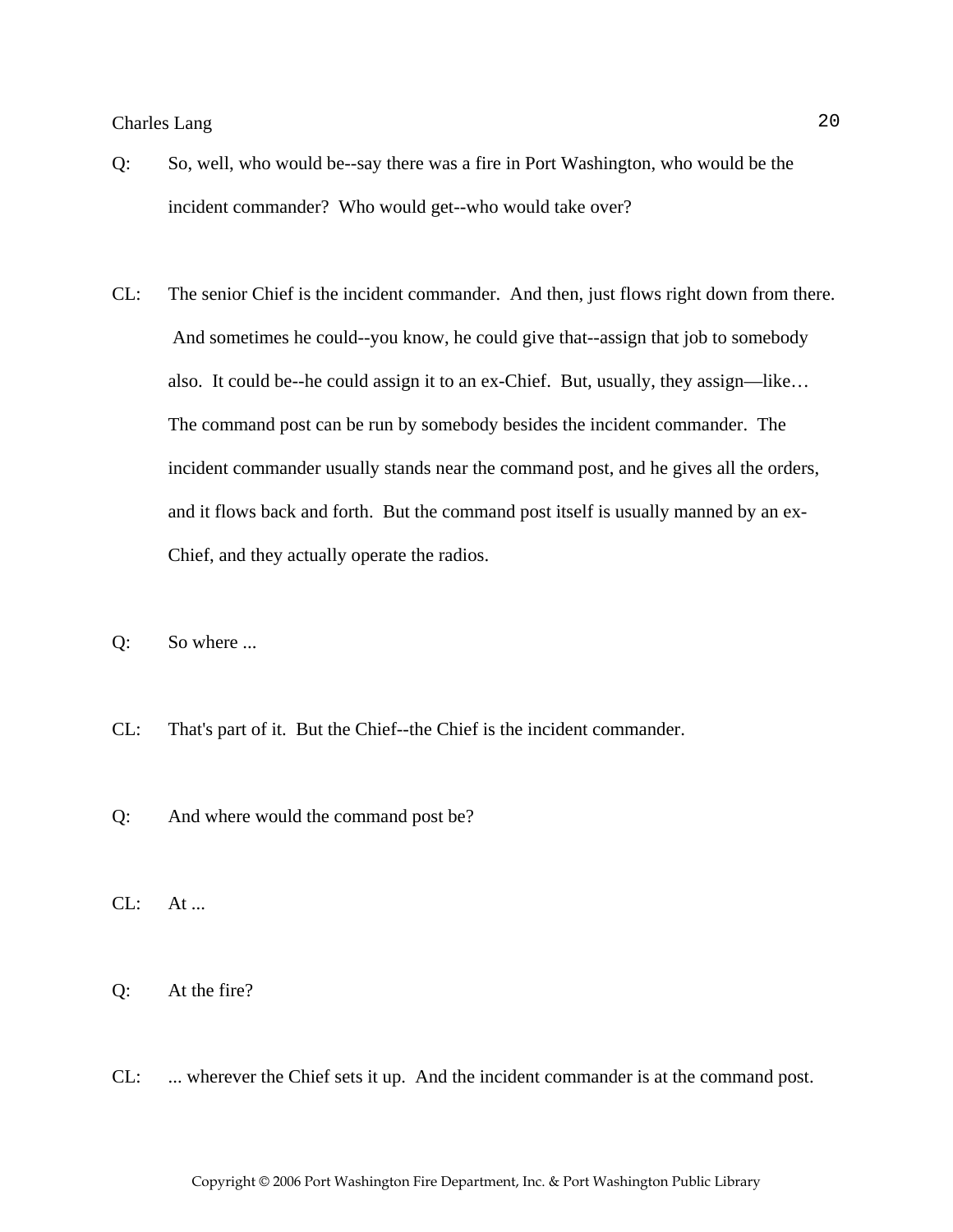Q: So, well, who would be--say there was a fire in Port Washington, who would be the incident commander? Who would get--who would take over?

CL: The senior Chief is the incident commander. And then, just flows right down from there. And sometimes he could--you know, he could give that--assign that job to somebody also. It could be--he could assign it to an ex-Chief. But, usually, they assign—like… The command post can be run by somebody besides the incident commander. The incident commander usually stands near the command post, and he gives all the orders, and it flows back and forth. But the command post itself is usually manned by an ex-Chief, and they actually operate the radios.

Q: So where ...

CL: That's part of it. But the Chief--the Chief is the incident commander.

Q: And where would the command post be?

CL: At ...

Q: At the fire?

CL: ... wherever the Chief sets it up. And the incident commander is at the command post.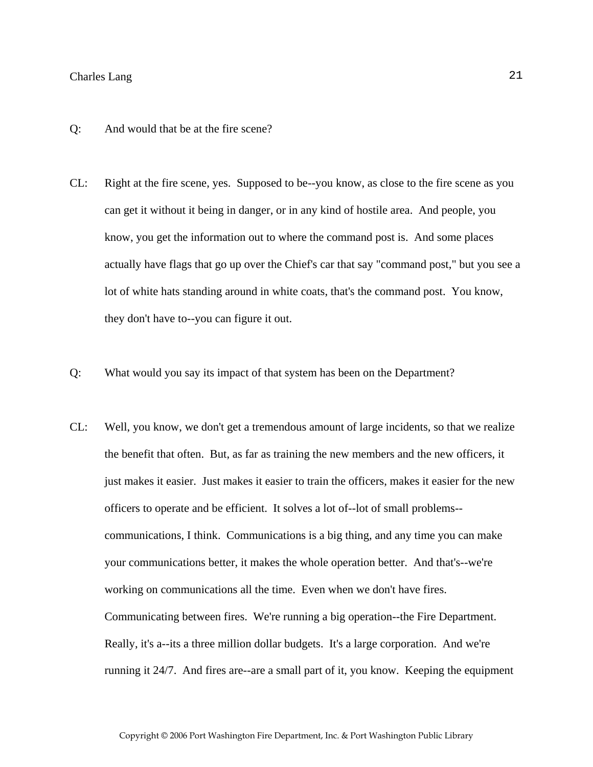Q: And would that be at the fire scene?

CL: Right at the fire scene, yes. Supposed to be--you know, as close to the fire scene as you can get it without it being in danger, or in any kind of hostile area. And people, you know, you get the information out to where the command post is. And some places actually have flags that go up over the Chief's car that say "command post," but you see a lot of white hats standing around in white coats, that's the command post. You know, they don't have to--you can figure it out.

Q: What would you say its impact of that system has been on the Department?

CL: Well, you know, we don't get a tremendous amount of large incidents, so that we realize the benefit that often. But, as far as training the new members and the new officers, it just makes it easier. Just makes it easier to train the officers, makes it easier for the new officers to operate and be efficient. It solves a lot of--lot of small problems--communications, I think. Communications is a big thing, and any time you can make your communications better, it makes the whole operation better. And that's--we're working on communications all the time. Even when we don't have fires. Communicating between fires. We're running a big operation--the Fire Department. Really, it's a--its a three million dollar budgets. It's a large corporation. And we're running it 24/7. And fires are--are a small part of it, you know. Keeping the equipment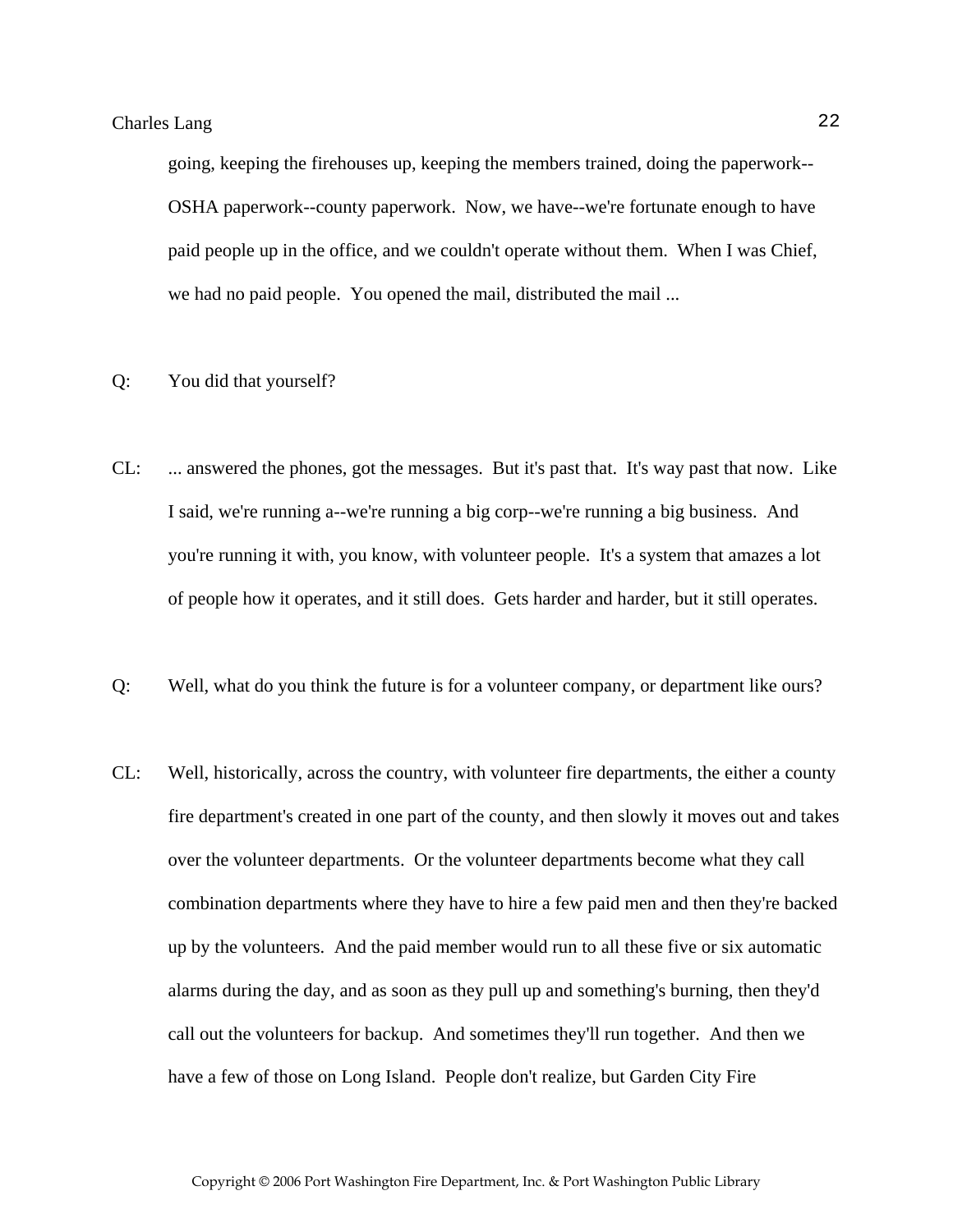going, keeping the firehouses up, keeping the members trained, doing the paperwork--OSHA paperwork--county paperwork. Now, we have--we're fortunate enough to have paid people up in the office, and we couldn't operate without them. When I was Chief, we had no paid people. You opened the mail, distributed the mail ...

Q: You did that yourself?

CL: ... answered the phones, got the messages. But it's past that. It's way past that now. Like I said, we're running a--we're running a big corp--we're running a big business. And you're running it with, you know, with volunteer people. It's a system that amazes a lot of people how it operates, and it still does. Gets harder and harder, but it still operates.

Q: Well, what do you think the future is for a volunteer company, or department like ours?

CL: Well, historically, across the country, with volunteer fire departments, the either a county fire department's created in one part of the county, and then slowly it moves out and takes over the volunteer departments. Or the volunteer departments become what they call combination departments where they have to hire a few paid men and then they're backed up by the volunteers. And the paid member would run to all these five or six automatic alarms during the day, and as soon as they pull up and something's burning, then they'd call out the volunteers for backup. And sometimes they'll run together. And then we have a few of those on Long Island. People don't realize, but Garden City Fire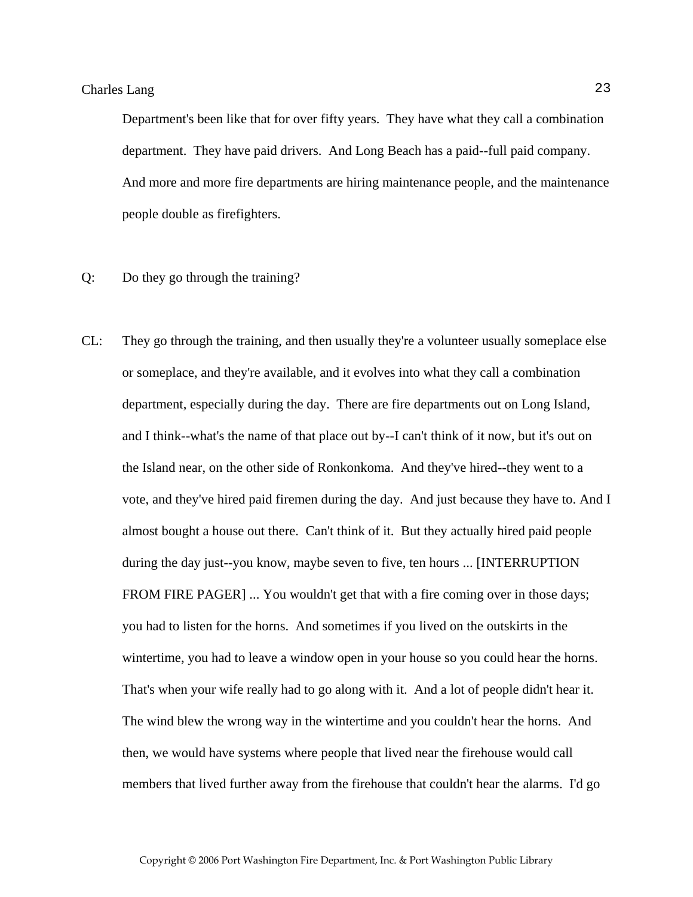Department's been like that for over fifty years. They have what they call a combination department. They have paid drivers. And Long Beach has a paid--full paid company. And more and more fire departments are hiring maintenance people, and the maintenance people double as firefighters.

Q: Do they go through the training?

CL: They go through the training, and then usually they're a volunteer usually someplace else or someplace, and they're available, and it evolves into what they call a combination department, especially during the day. There are fire departments out on Long Island, and I think--what's the name of that place out by--I can't think of it now, but it's out on the Island near, on the other side of Ronkonkoma. And they've hired--they went to a vote, and they've hired paid firemen during the day. And just because they have to. And I almost bought a house out there. Can't think of it. But they actually hired paid people during the day just--you know, maybe seven to five, ten hours ... [INTERRUPTION FROM FIRE PAGER] ... You wouldn't get that with a fire coming over in those days; you had to listen for the horns. And sometimes if you lived on the outskirts in the wintertime, you had to leave a window open in your house so you could hear the horns. That's when your wife really had to go along with it. And a lot of people didn't hear it. The wind blew the wrong way in the wintertime and you couldn't hear the horns. And then, we would have systems where people that lived near the firehouse would call members that lived further away from the firehouse that couldn't hear the alarms. I'd go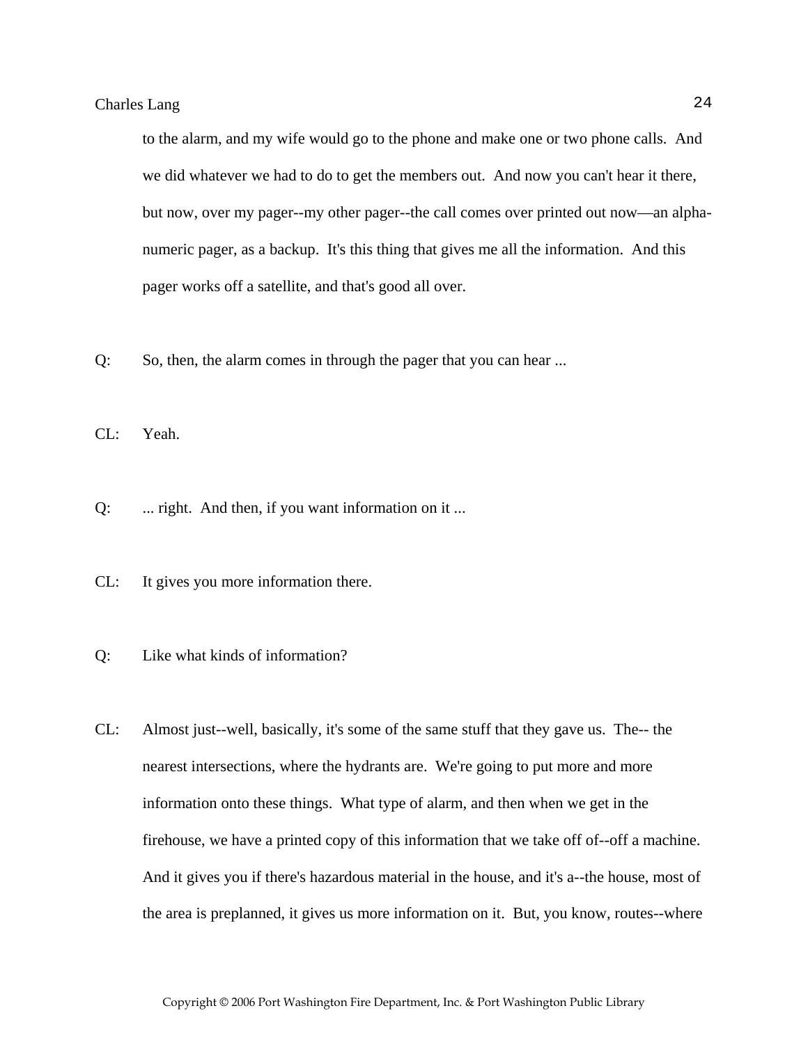to the alarm, and my wife would go to the phone and make one or two phone calls. And we did whatever we had to do to get the members out. And now you can't hear it there, but now, over my pager--my other pager--the call comes over printed out now—an alpha-numeric pager, as a backup. It's this thing that gives me all the information. And this pager works off a satellite, and that's good all over.

Q: So, then, the alarm comes in through the pager that you can hear ...

CL: Yeah.

Q: ... right. And then, if you want information on it ...

CL: It gives you more information there.

Q: Like what kinds of information?

CL: Almost just--well, basically, it's some of the same stuff that they gave us. The-- the nearest intersections, where the hydrants are. We're going to put more and more information onto these things. What type of alarm, and then when we get in the firehouse, we have a printed copy of this information that we take off of--off a machine. And it gives you if there's hazardous material in the house, and it's a--the house, most of the area is preplanned, it gives us more information on it. But, you know, routes--where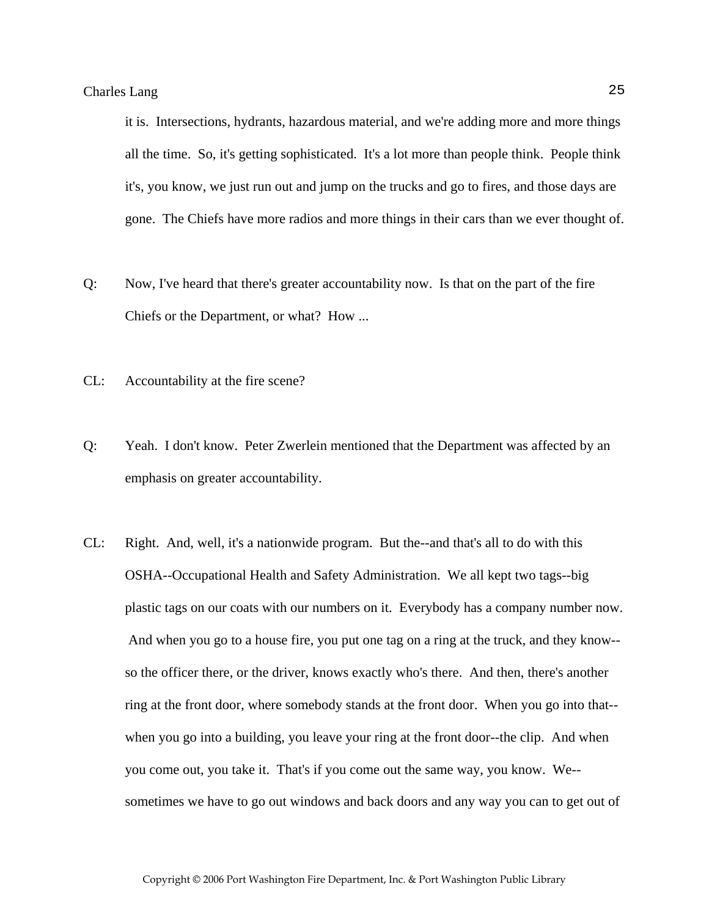it is. Intersections, hydrants, hazardous material, and we're adding more and more things all the time. So, it's getting sophisticated. It's a lot more than people think. People think it's, you know, we just run out and jump on the trucks and go to fires, and those days are gone. The Chiefs have more radios and more things in their cars than we ever thought of.

Q: Now, I've heard that there's greater accountability now. Is that on the part of the fire Chiefs or the Department, or what? How ...

CL: Accountability at the fire scene?

Q: Yeah. I don't know. Peter Zwerlein mentioned that the Department was affected by an emphasis on greater accountability.

CL: Right. And, well, it's a nationwide program. But the--and that's all to do with this OSHA--Occupational Health and Safety Administration. We all kept two tags--big plastic tags on our coats with our numbers on it. Everybody has a company number now. And when you go to a house fire, you put one tag on a ring at the truck, and they know--so the officer there, or the driver, knows exactly who's there. And then, there's another ring at the front door, where somebody stands at the front door. When you go into that--when you go into a building, you leave your ring at the front door--the clip. And when you come out, you take it. That's if you come out the same way, you know. We--sometimes we have to go out windows and back doors and any way you can to get out of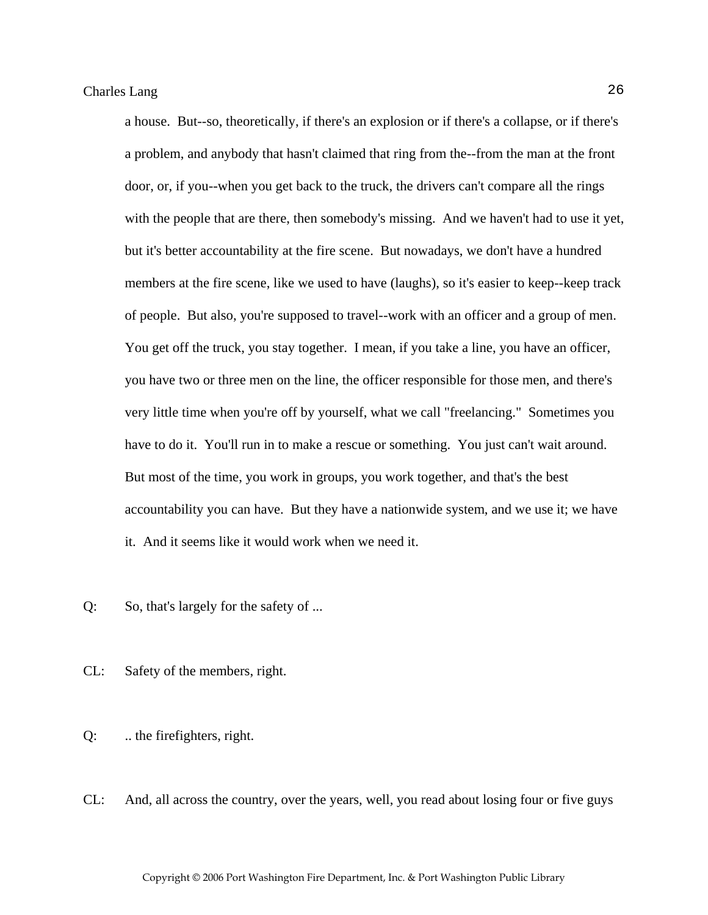a house. But--so, theoretically, if there's an explosion or if there's a collapse, or if there's a problem, and anybody that hasn't claimed that ring from the--from the man at the front door, or, if you--when you get back to the truck, the drivers can't compare all the rings with the people that are there, then somebody's missing. And we haven't had to use it yet, but it's better accountability at the fire scene. But nowadays, we don't have a hundred members at the fire scene, like we used to have (laughs), so it's easier to keep--keep track of people. But also, you're supposed to travel--work with an officer and a group of men. You get off the truck, you stay together. I mean, if you take a line, you have an officer, you have two or three men on the line, the officer responsible for those men, and there's very little time when you're off by yourself, what we call "freelancing." Sometimes you have to do it. You'll run in to make a rescue or something. You just can't wait around. But most of the time, you work in groups, you work together, and that's the best accountability you can have. But they have a nationwide system, and we use it; we have it. And it seems like it would work when we need it.

Q: So, that's largely for the safety of ...

CL: Safety of the members, right.

Q: .. the firefighters, right.

CL: And, all across the country, over the years, well, you read about losing four or five guys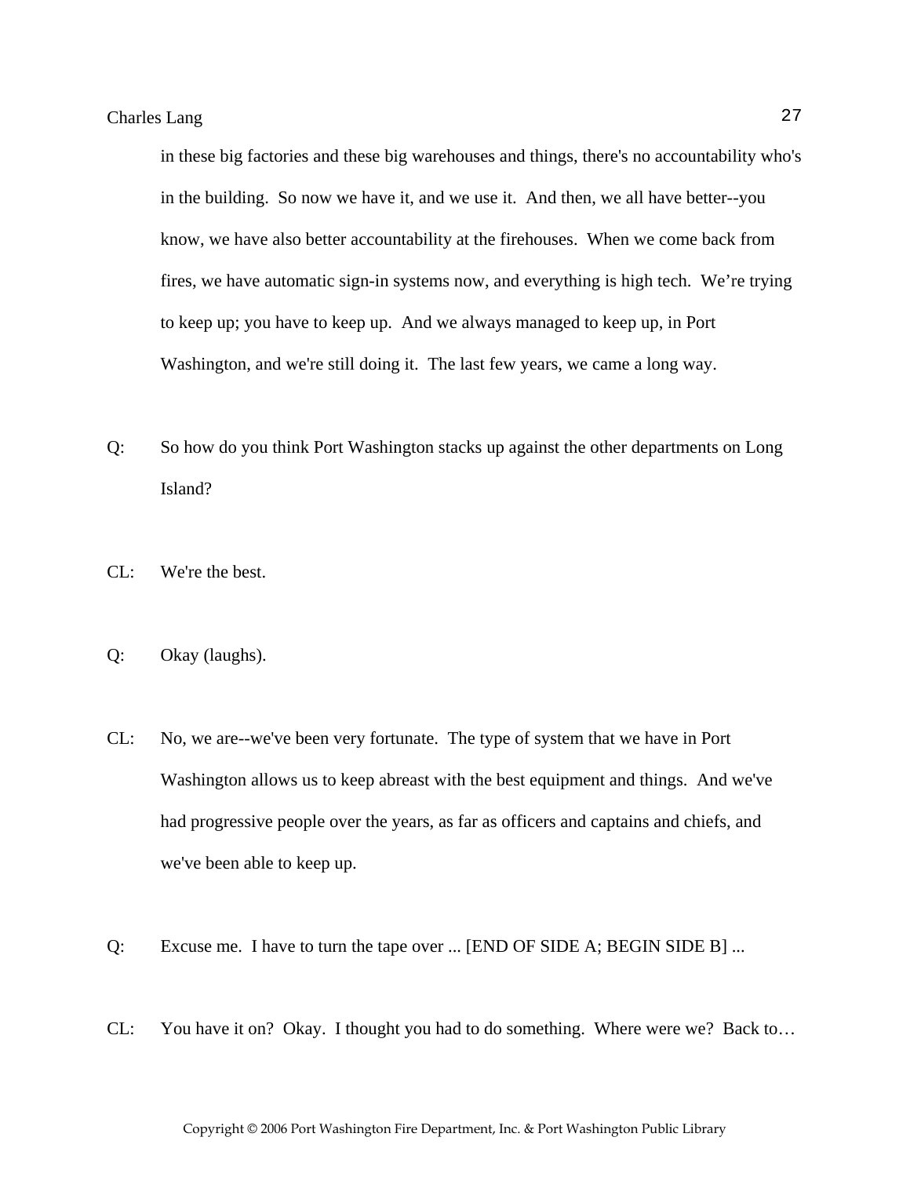in these big factories and these big warehouses and things, there's no accountability who's in the building. So now we have it, and we use it. And then, we all have better--you know, we have also better accountability at the firehouses. When we come back from fires, we have automatic sign-in systems now, and everything is high tech. We're trying to keep up; you have to keep up. And we always managed to keep up, in Port Washington, and we're still doing it. The last few years, we came a long way.

Q: So how do you think Port Washington stacks up against the other departments on Long Island?

CL: We're the best.

Q: Okay (laughs).

CL: No, we are--we've been very fortunate. The type of system that we have in Port Washington allows us to keep abreast with the best equipment and things. And we've had progressive people over the years, as far as officers and captains and chiefs, and we've been able to keep up.

Q: Excuse me. I have to turn the tape over ... [END OF SIDE A; BEGIN SIDE B] ...

CL: You have it on? Okay. I thought you had to do something. Where were we? Back to…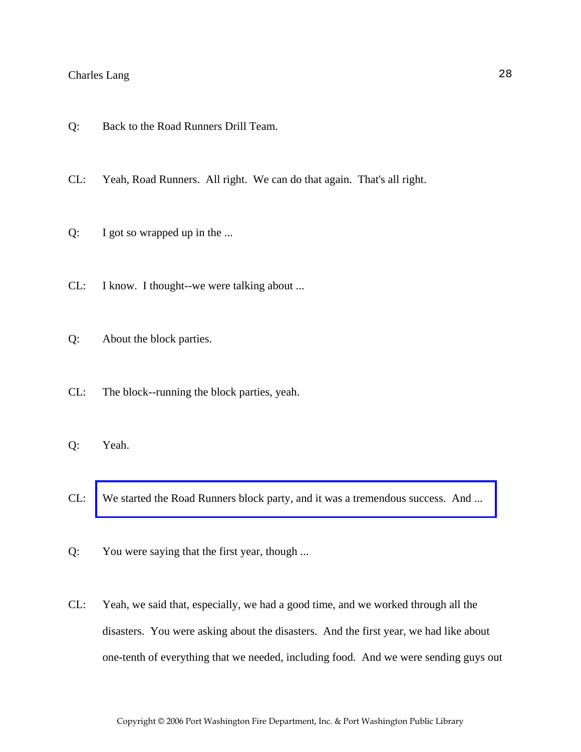Q: Back to the Road Runners Drill Team.

CL: Yeah, Road Runners. All right. We can do that again. That's all right.

Q: I got so wrapped up in the ...

CL: I know. I thought--we were talking about ...

Q: About the block parties.

CL: The block--running the block parties, yeah.

Q: Yeah.

CL: We started the Road Runners block party, and it was a tremendous success. And ...

Q: You were saying that the first year, though ...

CL: Yeah, we said that, especially, we had a good time, and we worked through all the disasters. You were asking about the disasters. And the first year, we had like about one-tenth of everything that we needed, including food. And we were sending guys out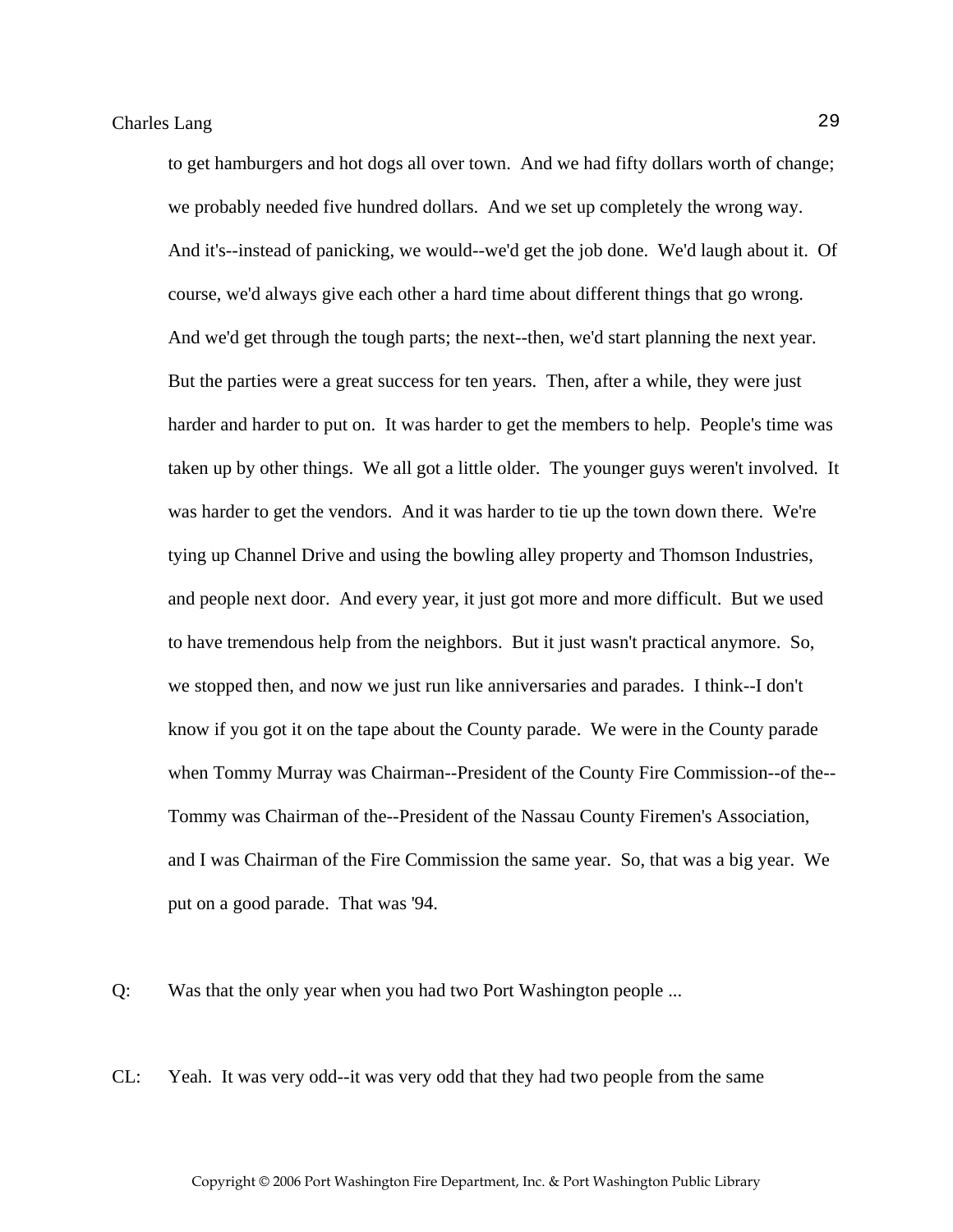to get hamburgers and hot dogs all over town. And we had fifty dollars worth of change; we probably needed five hundred dollars. And we set up completely the wrong way. And it's--instead of panicking, we would--we'd get the job done. We'd laugh about it. Of course, we'd always give each other a hard time about different things that go wrong. And we'd get through the tough parts; the next--then, we'd start planning the next year. But the parties were a great success for ten years. Then, after a while, they were just harder and harder to put on. It was harder to get the members to help. People's time was taken up by other things. We all got a little older. The younger guys weren't involved. It was harder to get the vendors. And it was harder to tie up the town down there. We're tying up Channel Drive and using the bowling alley property and Thomson Industries, and people next door. And every year, it just got more and more difficult. But we used to have tremendous help from the neighbors. But it just wasn't practical anymore. So, we stopped then, and now we just run like anniversaries and parades. I think--I don't know if you got it on the tape about the County parade. We were in the County parade when Tommy Murray was Chairman--President of the County Fire Commission--of the--Tommy was Chairman of the--President of the Nassau County Firemen's Association, and I was Chairman of the Fire Commission the same year. So, that was a big year. We put on a good parade. That was '94.

Q: Was that the only year when you had two Port Washington people ...

CL: Yeah. It was very odd--it was very odd that they had two people from the same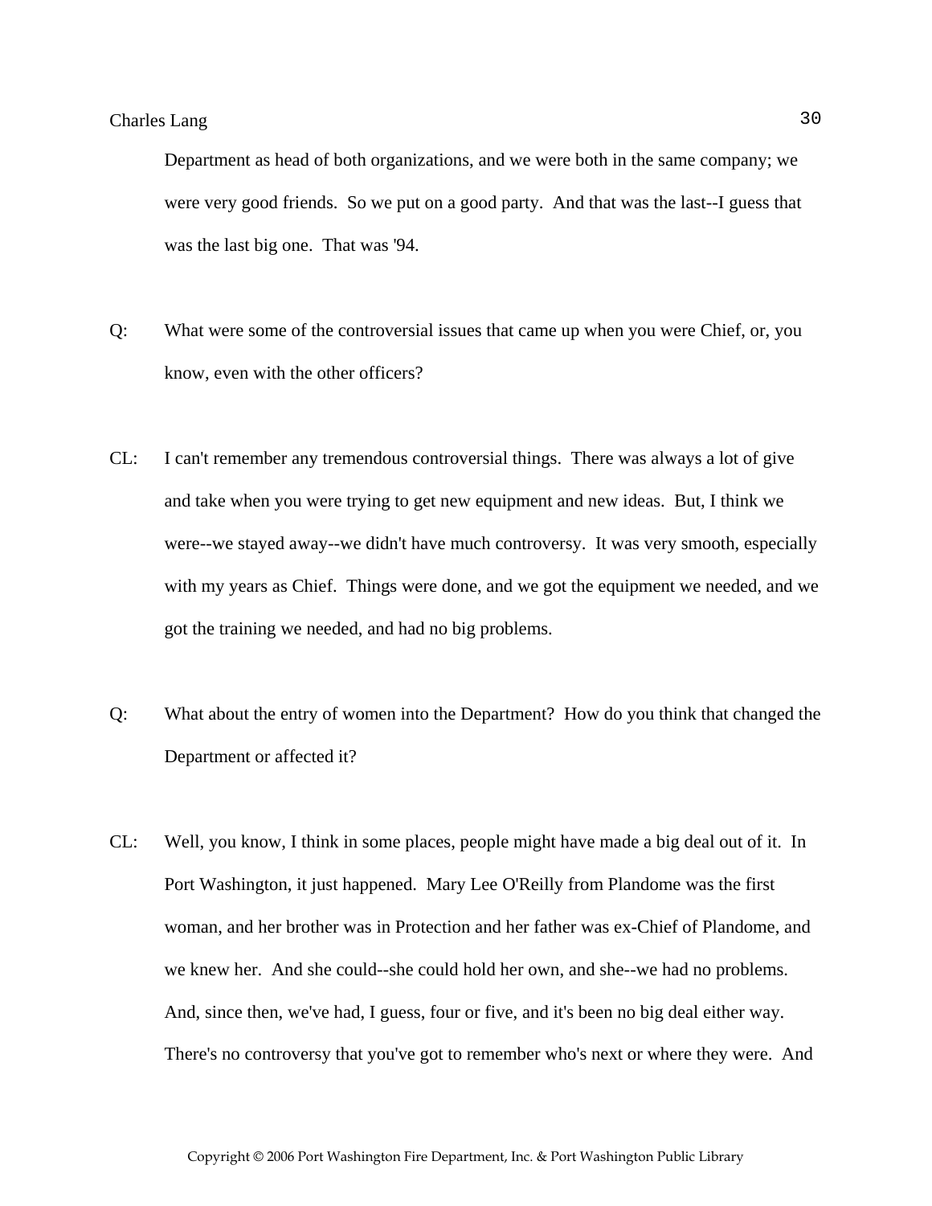Department as head of both organizations, and we were both in the same company; we were very good friends. So we put on a good party. And that was the last--I guess that was the last big one. That was '94.

Q: What were some of the controversial issues that came up when you were Chief, or, you know, even with the other officers?

CL: I can't remember any tremendous controversial things. There was always a lot of give and take when you were trying to get new equipment and new ideas. But, I think we were--we stayed away--we didn't have much controversy. It was very smooth, especially with my years as Chief. Things were done, and we got the equipment we needed, and we got the training we needed, and had no big problems.

Q: What about the entry of women into the Department? How do you think that changed the Department or affected it?

CL: Well, you know, I think in some places, people might have made a big deal out of it. In Port Washington, it just happened. Mary Lee O'Reilly from Plandome was the first woman, and her brother was in Protection and her father was ex-Chief of Plandome, and we knew her. And she could--she could hold her own, and she--we had no problems. And, since then, we've had, I guess, four or five, and it's been no big deal either way. There's no controversy that you've got to remember who's next or where they were. And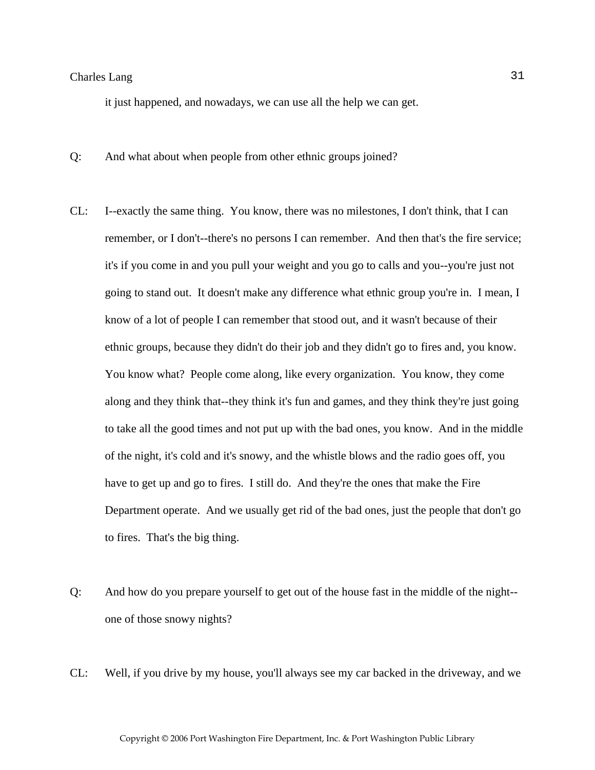it just happened, and nowadays, we can use all the help we can get.

Q: And what about when people from other ethnic groups joined?

CL: I--exactly the same thing. You know, there was no milestones, I don't think, that I can remember, or I don't--there's no persons I can remember. And then that's the fire service; it's if you come in and you pull your weight and you go to calls and you--you're just not going to stand out. It doesn't make any difference what ethnic group you're in. I mean, I know of a lot of people I can remember that stood out, and it wasn't because of their ethnic groups, because they didn't do their job and they didn't go to fires and, you know. You know what? People come along, like every organization. You know, they come along and they think that--they think it's fun and games, and they think they're just going to take all the good times and not put up with the bad ones, you know. And in the middle of the night, it's cold and it's snowy, and the whistle blows and the radio goes off, you have to get up and go to fires. I still do. And they're the ones that make the Fire Department operate. And we usually get rid of the bad ones, just the people that don't go to fires. That's the big thing.

Q: And how do you prepare yourself to get out of the house fast in the middle of the night--one of those snowy nights?

CL: Well, if you drive by my house, you'll always see my car backed in the driveway, and we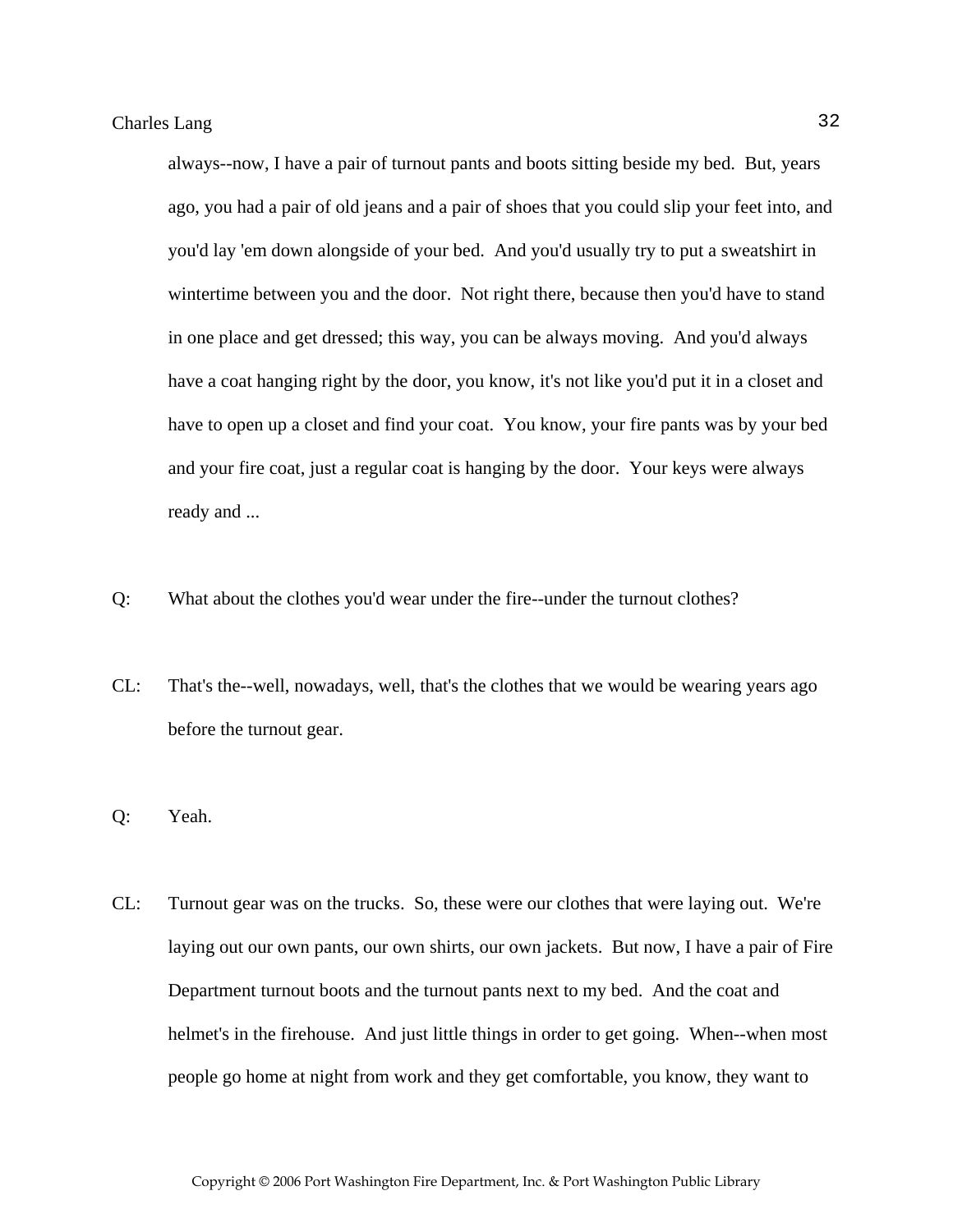always--now, I have a pair of turnout pants and boots sitting beside my bed. But, years ago, you had a pair of old jeans and a pair of shoes that you could slip your feet into, and you'd lay 'em down alongside of your bed. And you'd usually try to put a sweatshirt in wintertime between you and the door. Not right there, because then you'd have to stand in one place and get dressed; this way, you can be always moving. And you'd always have a coat hanging right by the door, you know, it's not like you'd put it in a closet and have to open up a closet and find your coat. You know, your fire pants was by your bed and your fire coat, just a regular coat is hanging by the door. Your keys were always ready and ...

Q: What about the clothes you'd wear under the fire--under the turnout clothes?

CL: That's the--well, nowadays, well, that's the clothes that we would be wearing years ago before the turnout gear.

Q: Yeah.

CL: Turnout gear was on the trucks. So, these were our clothes that were laying out. We're laying out our own pants, our own shirts, our own jackets. But now, I have a pair of Fire Department turnout boots and the turnout pants next to my bed. And the coat and helmet's in the firehouse. And just little things in order to get going. When--when most people go home at night from work and they get comfortable, you know, they want to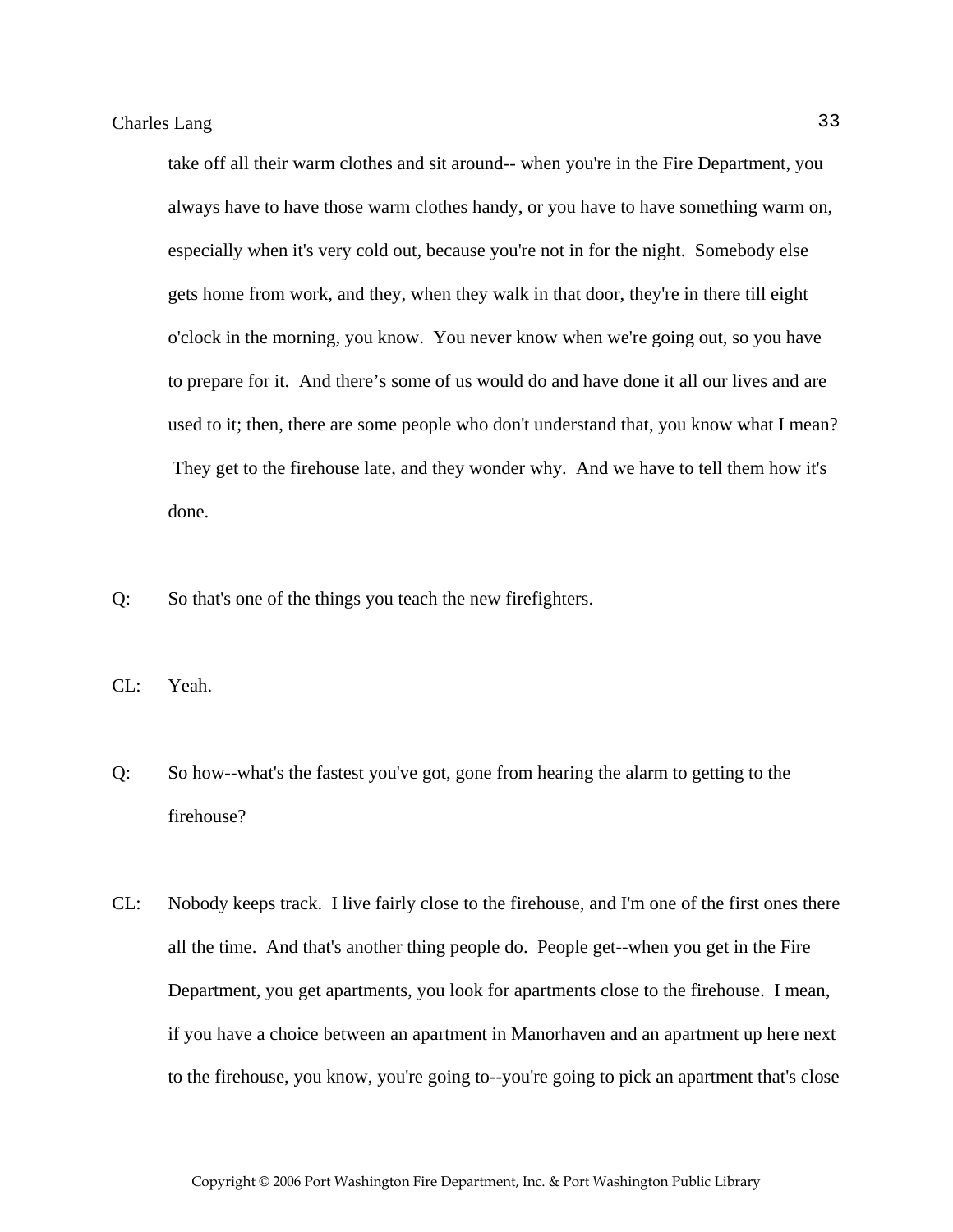take off all their warm clothes and sit around-- when you're in the Fire Department, you always have to have those warm clothes handy, or you have to have something warm on, especially when it's very cold out, because you're not in for the night. Somebody else gets home from work, and they, when they walk in that door, they're in there till eight o'clock in the morning, you know. You never know when we're going out, so you have to prepare for it. And there's some of us would do and have done it all our lives and are used to it; then, there are some people who don't understand that, you know what I mean? They get to the firehouse late, and they wonder why. And we have to tell them how it's done.

Q: So that's one of the things you teach the new firefighters.

CL: Yeah.

Q: So how--what's the fastest you've got, gone from hearing the alarm to getting to the firehouse?

CL: Nobody keeps track. I live fairly close to the firehouse, and I'm one of the first ones there all the time. And that's another thing people do. People get--when you get in the Fire Department, you get apartments, you look for apartments close to the firehouse. I mean, if you have a choice between an apartment in Manorhaven and an apartment up here next to the firehouse, you know, you're going to--you're going to pick an apartment that's close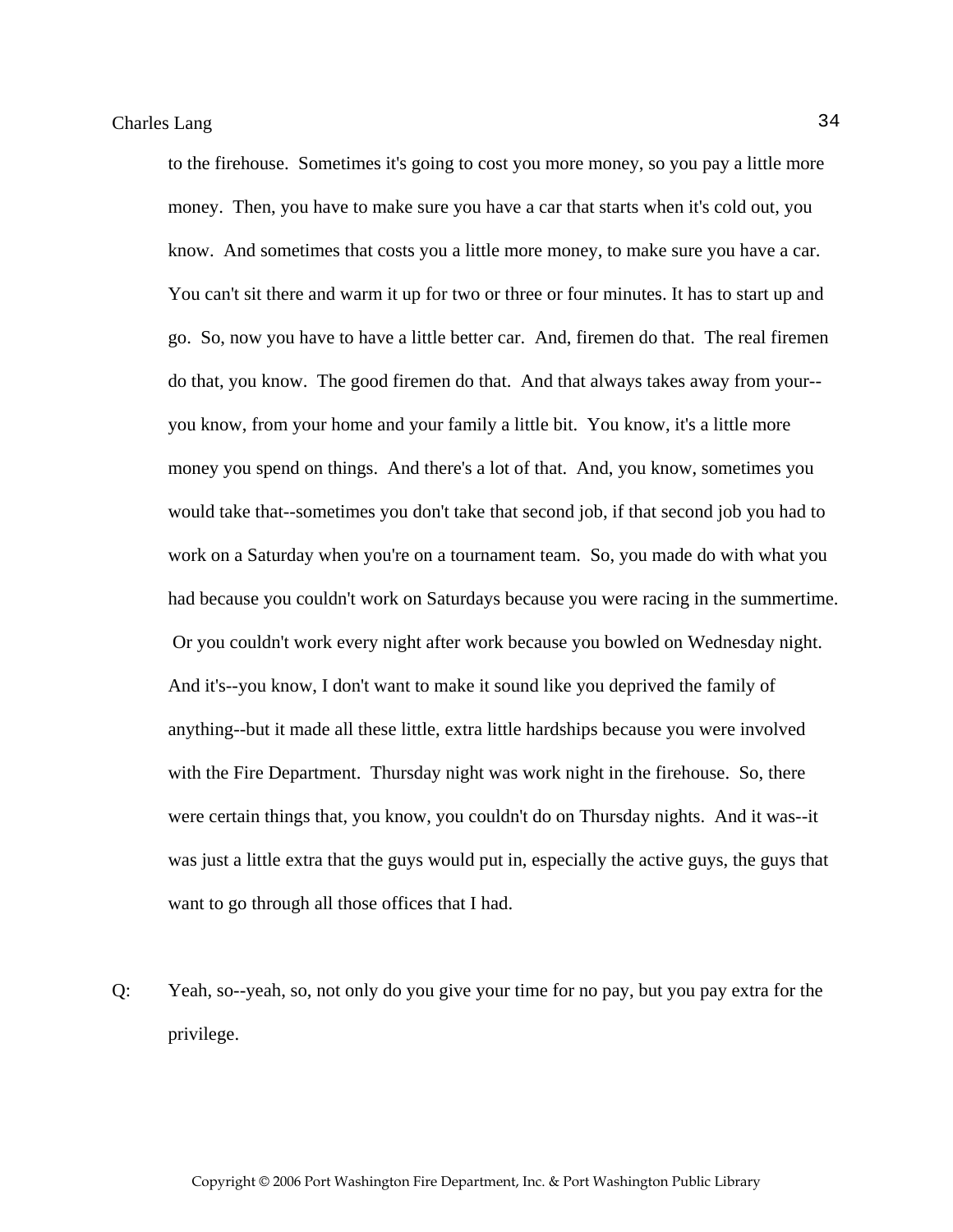to the firehouse. Sometimes it's going to cost you more money, so you pay a little more money. Then, you have to make sure you have a car that starts when it's cold out, you know. And sometimes that costs you a little more money, to make sure you have a car. You can't sit there and warm it up for two or three or four minutes. It has to start up and go. So, now you have to have a little better car. And, firemen do that. The real firemen do that, you know. The good firemen do that. And that always takes away from your--you know, from your home and your family a little bit. You know, it's a little more money you spend on things. And there's a lot of that. And, you know, sometimes you would take that--sometimes you don't take that second job, if that second job you had to work on a Saturday when you're on a tournament team. So, you made do with what you had because you couldn't work on Saturdays because you were racing in the summertime. Or you couldn't work every night after work because you bowled on Wednesday night. And it's--you know, I don't want to make it sound like you deprived the family of anything--but it made all these little, extra little hardships because you were involved with the Fire Department. Thursday night was work night in the firehouse. So, there were certain things that, you know, you couldn't do on Thursday nights. And it was--it was just a little extra that the guys would put in, especially the active guys, the guys that want to go through all those offices that I had.

Q: Yeah, so--yeah, so, not only do you give your time for no pay, but you pay extra for the privilege.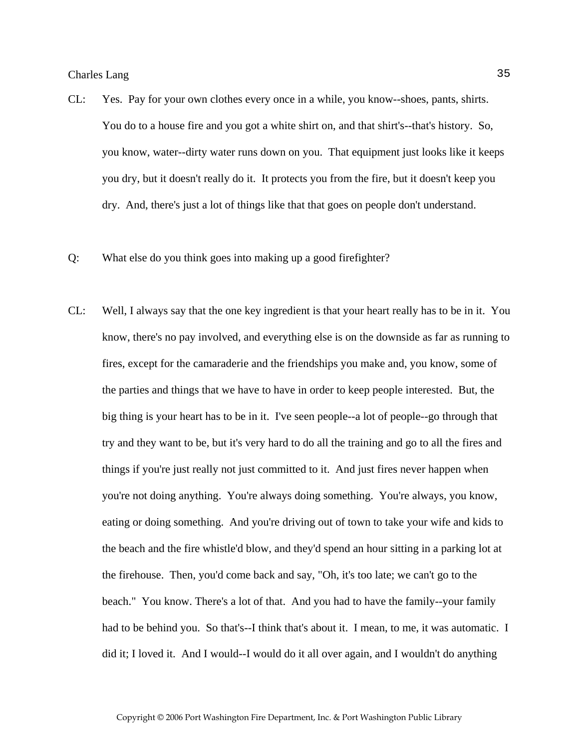CL: Yes. Pay for your own clothes every once in a while, you know--shoes, pants, shirts. You do to a house fire and you got a white shirt on, and that shirt's--that's history. So, you know, water--dirty water runs down on you. That equipment just looks like it keeps you dry, but it doesn't really do it. It protects you from the fire, but it doesn't keep you dry. And, there's just a lot of things like that that goes on people don't understand.

Q: What else do you think goes into making up a good firefighter?

CL: Well, I always say that the one key ingredient is that your heart really has to be in it. You know, there's no pay involved, and everything else is on the downside as far as running to fires, except for the camaraderie and the friendships you make and, you know, some of the parties and things that we have to have in order to keep people interested. But, the big thing is your heart has to be in it. I've seen people--a lot of people--go through that try and they want to be, but it's very hard to do all the training and go to all the fires and things if you're just really not just committed to it. And just fires never happen when you're not doing anything. You're always doing something. You're always, you know, eating or doing something. And you're driving out of town to take your wife and kids to the beach and the fire whistle'd blow, and they'd spend an hour sitting in a parking lot at the firehouse. Then, you'd come back and say, "Oh, it's too late; we can't go to the beach." You know. There's a lot of that. And you had to have the family--your family had to be behind you. So that's--I think that's about it. I mean, to me, it was automatic. I did it; I loved it. And I would--I would do it all over again, and I wouldn't do anything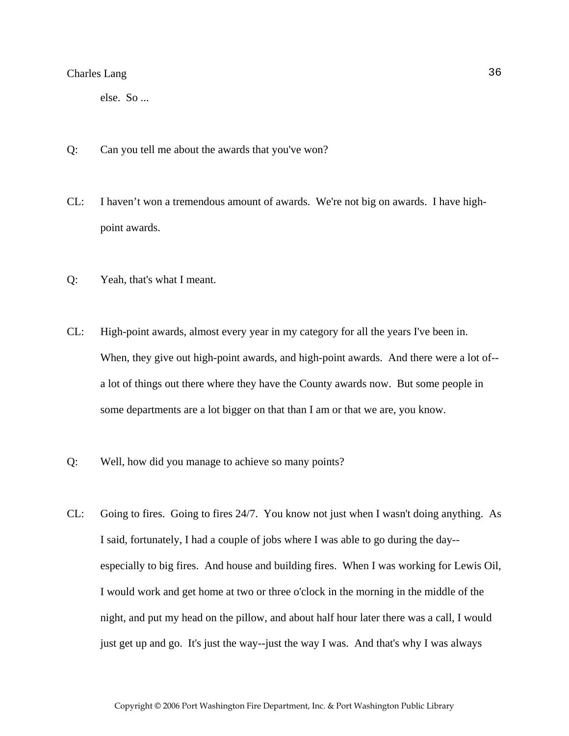else. So ...

Q: Can you tell me about the awards that you've won?

CL: I haven’t won a tremendous amount of awards. We're not big on awards. I have high-point awards.

Q: Yeah, that's what I meant.

CL: High-point awards, almost every year in my category for all the years I've been in. When, they give out high-point awards, and high-point awards. And there were a lot of--a lot of things out there where they have the County awards now. But some people in some departments are a lot bigger on that than I am or that we are, you know.

Q: Well, how did you manage to achieve so many points?

CL: Going to fires. Going to fires 24/7. You know not just when I wasn't doing anything. As I said, fortunately, I had a couple of jobs where I was able to go during the day--especially to big fires. And house and building fires. When I was working for Lewis Oil, I would work and get home at two or three o'clock in the morning in the middle of the night, and put my head on the pillow, and about half hour later there was a call, I would just get up and go. It's just the way--just the way I was. And that's why I was always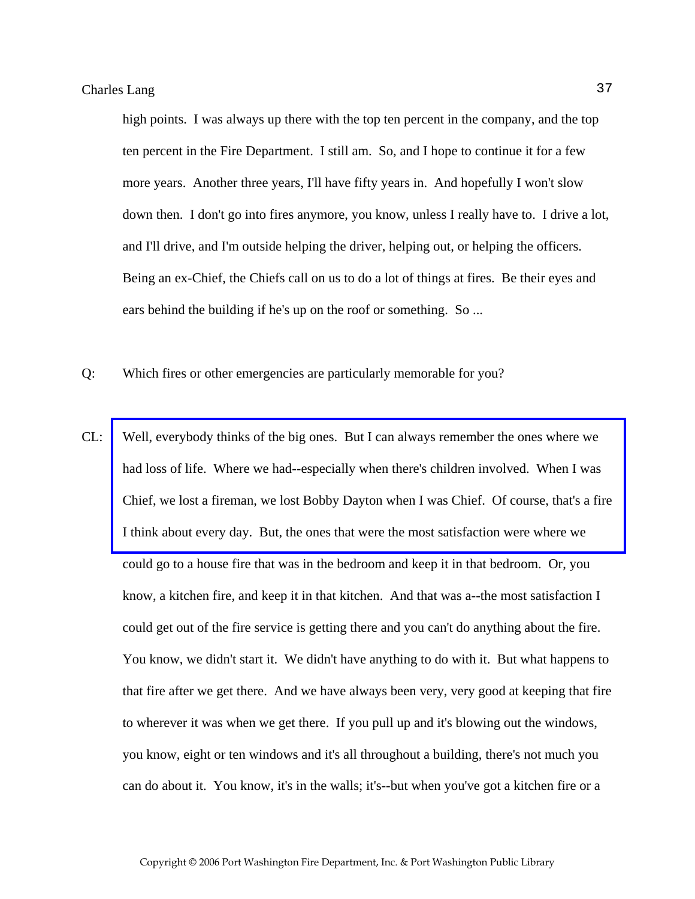high points. I was always up there with the top ten percent in the company, and the top ten percent in the Fire Department. I still am. So, and I hope to continue it for a few more years. Another three years, I'll have fifty years in. And hopefully I won't slow down then. I don't go into fires anymore, you know, unless I really have to. I drive a lot, and I'll drive, and I'm outside helping the driver, helping out, or helping the officers. Being an ex-Chief, the Chiefs call on us to do a lot of things at fires. Be their eyes and ears behind the building if he's up on the roof or something. So ...

Q: Which fires or other emergencies are particularly memorable for you?

CL: Well, everybody thinks of the big ones. But I can always remember the ones where we had loss of life. Where we had--especially when there's children involved. When I was Chief, we lost a fireman, we lost Bobby Dayton when I was Chief. Of course, that's a fire I think about every day. But, the ones that were the most satisfaction were where we could go to a house fire that was in the bedroom and keep it in that bedroom. Or, you know, a kitchen fire, and keep it in that kitchen. And that was a--the most satisfaction I could get out of the fire service is getting there and you can't do anything about the fire. You know, we didn't start it. We didn't have anything to do with it. But what happens to that fire after we get there. And we have always been very, very good at keeping that fire to wherever it was when we get there. If you pull up and it's blowing out the windows, you know, eight or ten windows and it's all throughout a building, there's not much you can do about it. You know, it's in the walls; it's--but when you've got a kitchen fire or a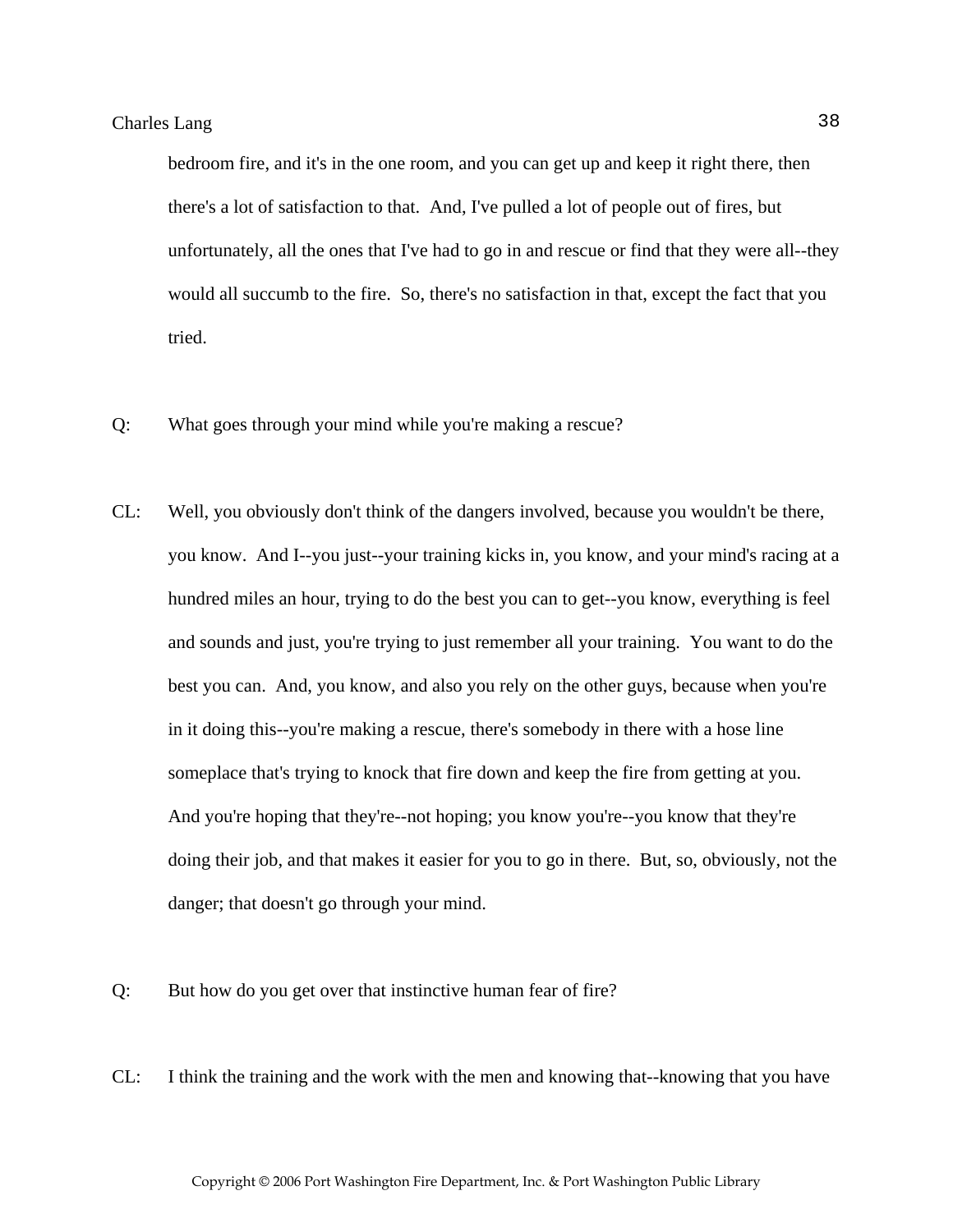bedroom fire, and it's in the one room, and you can get up and keep it right there, then there's a lot of satisfaction to that. And, I've pulled a lot of people out of fires, but unfortunately, all the ones that I've had to go in and rescue or find that they were all--they would all succumb to the fire. So, there's no satisfaction in that, except the fact that you tried.

Q: What goes through your mind while you're making a rescue?

CL: Well, you obviously don't think of the dangers involved, because you wouldn't be there, you know. And I--you just--your training kicks in, you know, and your mind's racing at a hundred miles an hour, trying to do the best you can to get--you know, everything is feel and sounds and just, you're trying to just remember all your training. You want to do the best you can. And, you know, and also you rely on the other guys, because when you're in it doing this--you're making a rescue, there's somebody in there with a hose line someplace that's trying to knock that fire down and keep the fire from getting at you. And you're hoping that they're--not hoping; you know you're--you know that they're doing their job, and that makes it easier for you to go in there. But, so, obviously, not the danger; that doesn't go through your mind.

Q: But how do you get over that instinctive human fear of fire?

CL: I think the training and the work with the men and knowing that--knowing that you have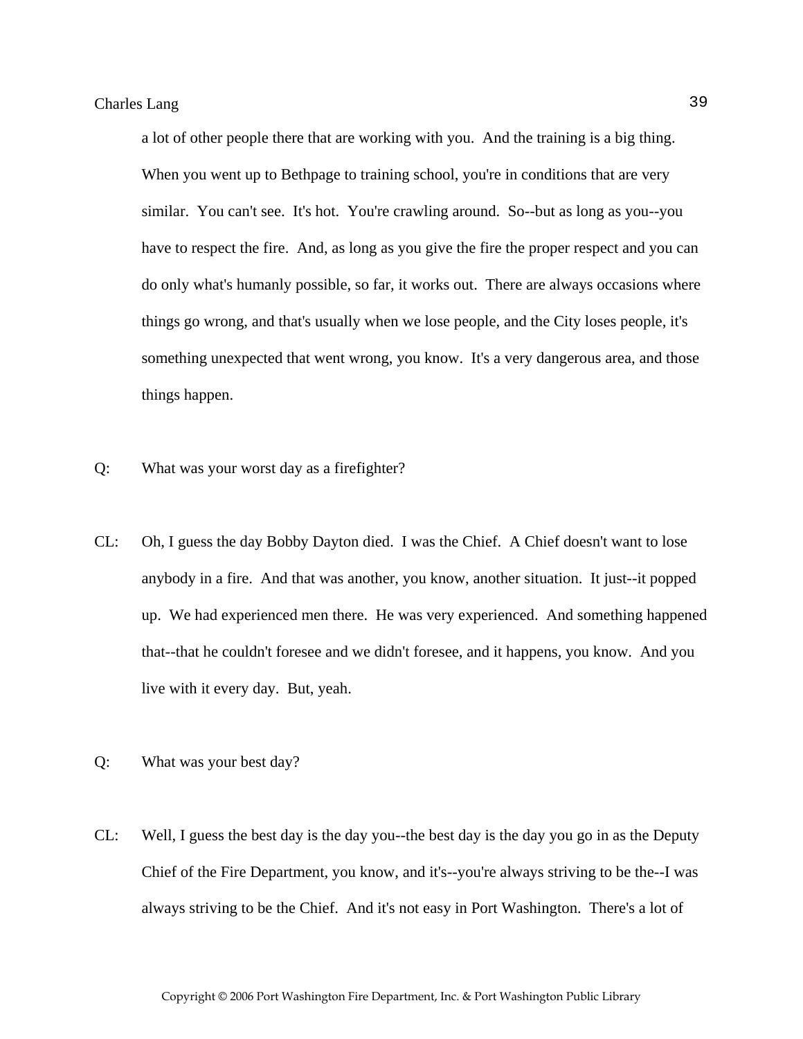a lot of other people there that are working with you. And the training is a big thing. When you went up to Bethpage to training school, you're in conditions that are very similar. You can't see. It's hot. You're crawling around. So--but as long as you--you have to respect the fire. And, as long as you give the fire the proper respect and you can do only what's humanly possible, so far, it works out. There are always occasions where things go wrong, and that's usually when we lose people, and the City loses people, it's something unexpected that went wrong, you know. It's a very dangerous area, and those things happen.

Q: What was your worst day as a firefighter?

CL: Oh, I guess the day Bobby Dayton died. I was the Chief. A Chief doesn't want to lose anybody in a fire. And that was another, you know, another situation. It just--it popped up. We had experienced men there. He was very experienced. And something happened that--that he couldn't foresee and we didn't foresee, and it happens, you know. And you live with it every day. But, yeah.

Q: What was your best day?

CL: Well, I guess the best day is the day you--the best day is the day you go in as the Deputy Chief of the Fire Department, you know, and it's--you're always striving to be the--I was always striving to be the Chief. And it's not easy in Port Washington. There's a lot of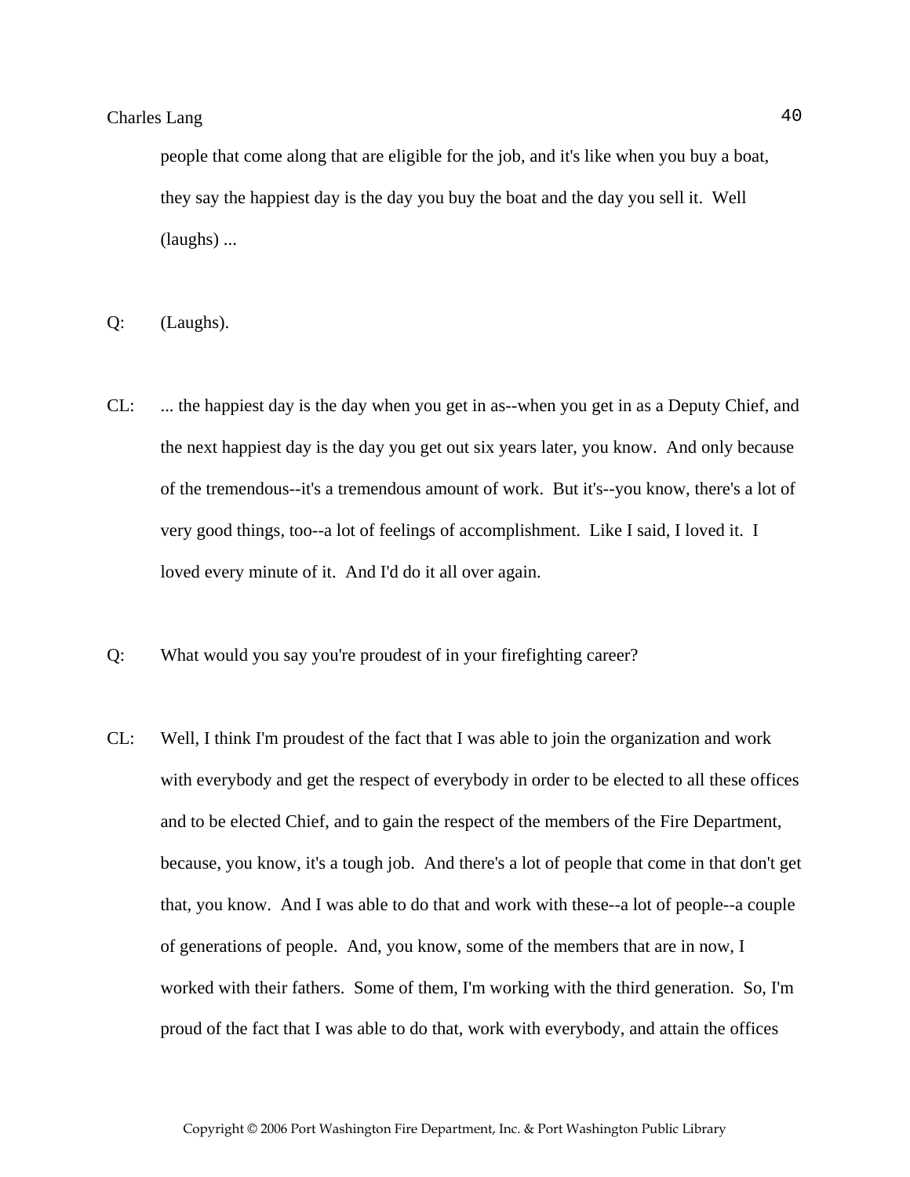people that come along that are eligible for the job, and it's like when you buy a boat, they say the happiest day is the day you buy the boat and the day you sell it. Well (laughs) ...

Q: (Laughs).

CL: ... the happiest day is the day when you get in as--when you get in as a Deputy Chief, and the next happiest day is the day you get out six years later, you know. And only because of the tremendous--it's a tremendous amount of work. But it's--you know, there's a lot of very good things, too--a lot of feelings of accomplishment. Like I said, I loved it. I loved every minute of it. And I'd do it all over again.

Q: What would you say you're proudest of in your firefighting career?

CL: Well, I think I'm proudest of the fact that I was able to join the organization and work with everybody and get the respect of everybody in order to be elected to all these offices and to be elected Chief, and to gain the respect of the members of the Fire Department, because, you know, it's a tough job. And there's a lot of people that come in that don't get that, you know. And I was able to do that and work with these--a lot of people--a couple of generations of people. And, you know, some of the members that are in now, I worked with their fathers. Some of them, I'm working with the third generation. So, I'm proud of the fact that I was able to do that, work with everybody, and attain the offices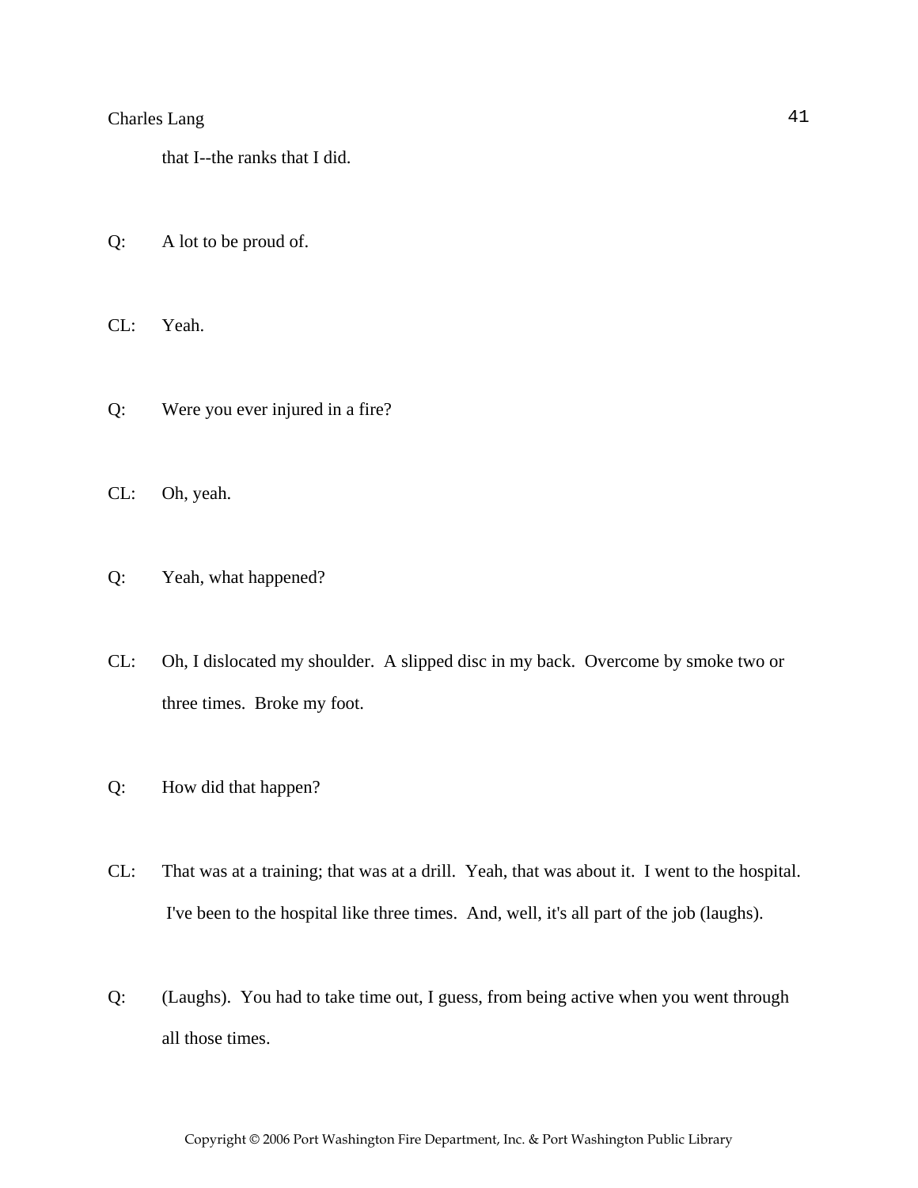that I--the ranks that I did.

Q: A lot to be proud of.

CL: Yeah.

Q: Were you ever injured in a fire?

CL: Oh, yeah.

Q: Yeah, what happened?

CL: Oh, I dislocated my shoulder. A slipped disc in my back. Overcome by smoke two or three times. Broke my foot.

Q: How did that happen?

CL: That was at a training; that was at a drill. Yeah, that was about it. I went to the hospital. I've been to the hospital like three times. And, well, it's all part of the job (laughs).

Q: (Laughs). You had to take time out, I guess, from being active when you went through all those times.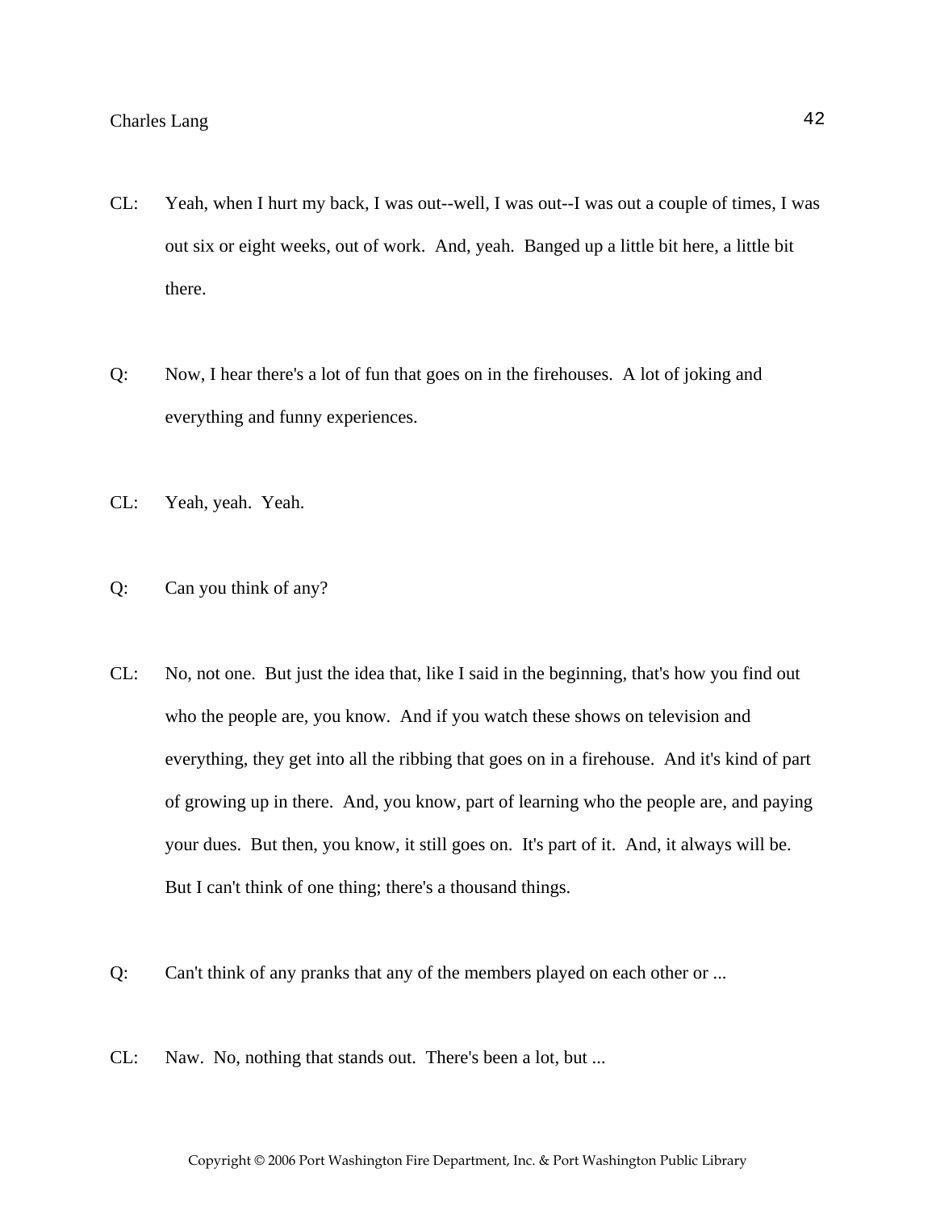CL: Yeah, when I hurt my back, I was out--well, I was out--I was out a couple of times, I was out six or eight weeks, out of work. And, yeah. Banged up a little bit here, a little bit there.

Q: Now, I hear there's a lot of fun that goes on in the firehouses. A lot of joking and everything and funny experiences.

CL: Yeah, yeah. Yeah.

Q: Can you think of any?

CL: No, not one. But just the idea that, like I said in the beginning, that's how you find out who the people are, you know. And if you watch these shows on television and everything, they get into all the ribbing that goes on in a firehouse. And it's kind of part of growing up in there. And, you know, part of learning who the people are, and paying your dues. But then, you know, it still goes on. It's part of it. And, it always will be. But I can't think of one thing; there's a thousand things.

Q: Can't think of any pranks that any of the members played on each other or ...

CL: Naw. No, nothing that stands out. There's been a lot, but ...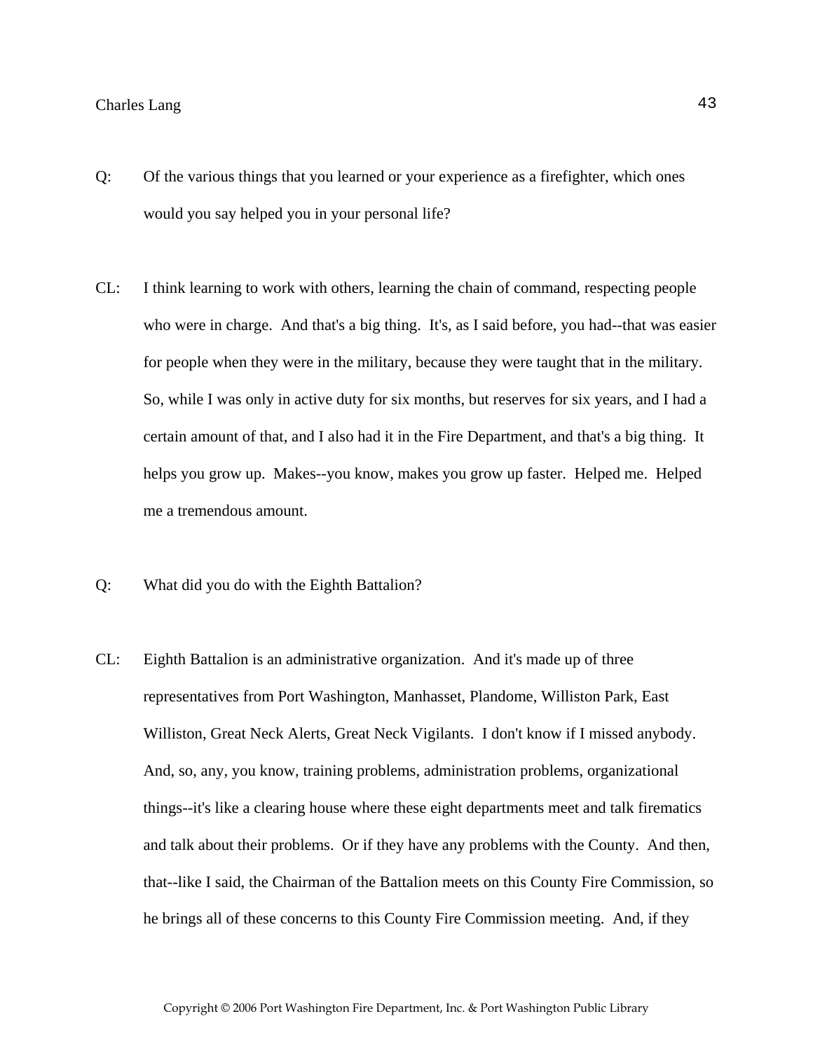Q: Of the various things that you learned or your experience as a firefighter, which ones would you say helped you in your personal life?

CL: I think learning to work with others, learning the chain of command, respecting people who were in charge. And that's a big thing. It's, as I said before, you had--that was easier for people when they were in the military, because they were taught that in the military. So, while I was only in active duty for six months, but reserves for six years, and I had a certain amount of that, and I also had it in the Fire Department, and that's a big thing. It helps you grow up. Makes--you know, makes you grow up faster. Helped me. Helped me a tremendous amount.

Q: What did you do with the Eighth Battalion?

CL: Eighth Battalion is an administrative organization. And it's made up of three representatives from Port Washington, Manhasset, Plandome, Williston Park, East Williston, Great Neck Alerts, Great Neck Vigilants. I don't know if I missed anybody. And, so, any, you know, training problems, administration problems, organizational things--it's like a clearing house where these eight departments meet and talk firematics and talk about their problems. Or if they have any problems with the County. And then, that--like I said, the Chairman of the Battalion meets on this County Fire Commission, so he brings all of these concerns to this County Fire Commission meeting. And, if they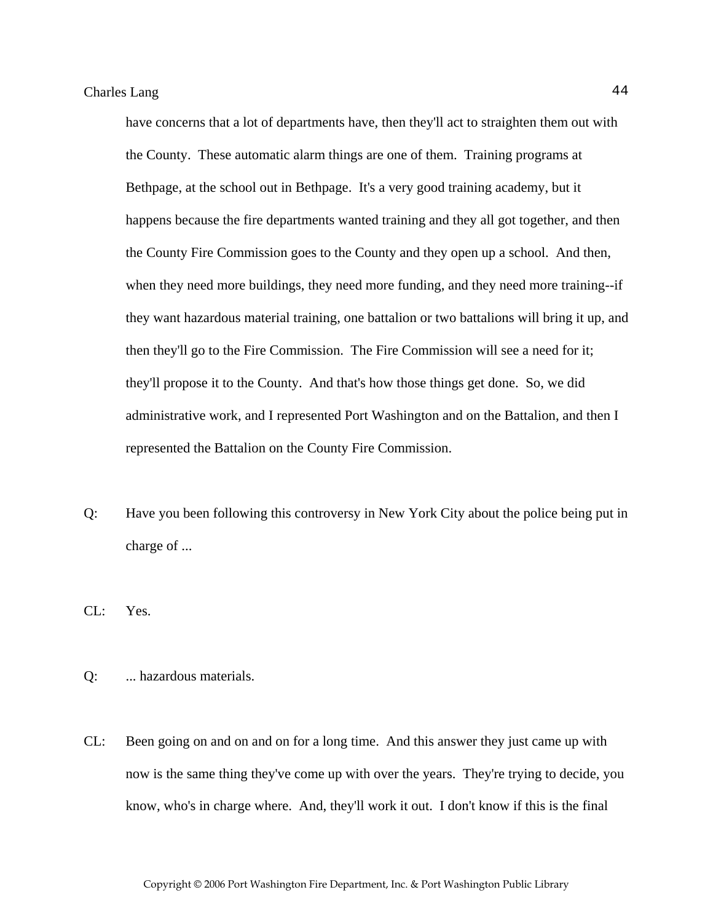have concerns that a lot of departments have, then they'll act to straighten them out with the County. These automatic alarm things are one of them. Training programs at Bethpage, at the school out in Bethpage. It's a very good training academy, but it happens because the fire departments wanted training and they all got together, and then the County Fire Commission goes to the County and they open up a school. And then, when they need more buildings, they need more funding, and they need more training--if they want hazardous material training, one battalion or two battalions will bring it up, and then they'll go to the Fire Commission. The Fire Commission will see a need for it; they'll propose it to the County. And that's how those things get done. So, we did administrative work, and I represented Port Washington and on the Battalion, and then I represented the Battalion on the County Fire Commission.

Q: Have you been following this controversy in New York City about the police being put in charge of ...

CL: Yes.

Q: ... hazardous materials.

CL: Been going on and on and on for a long time. And this answer they just came up with now is the same thing they've come up with over the years. They're trying to decide, you know, who's in charge where. And, they'll work it out. I don't know if this is the final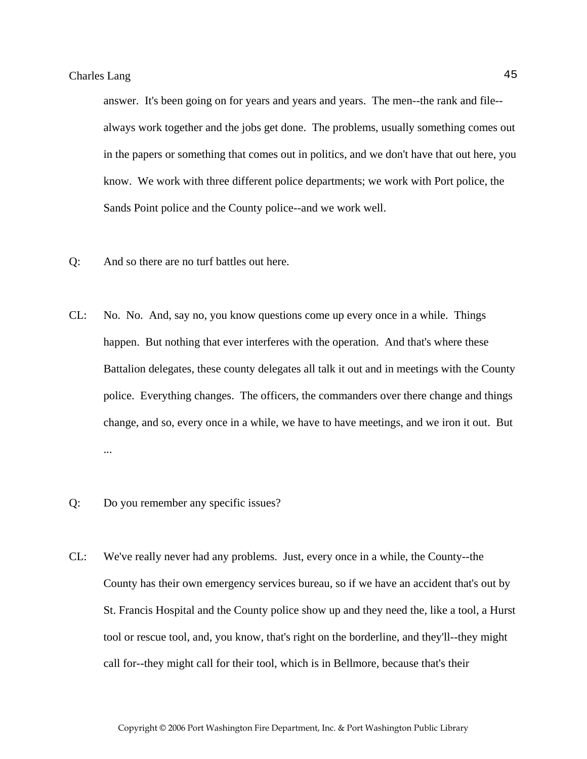answer. It's been going on for years and years and years. The men--the rank and file--always work together and the jobs get done. The problems, usually something comes out in the papers or something that comes out in politics, and we don't have that out here, you know. We work with three different police departments; we work with Port police, the Sands Point police and the County police--and we work well.

Q: And so there are no turf battles out here.

CL: No. No. And, say no, you know questions come up every once in a while. Things happen. But nothing that ever interferes with the operation. And that's where these Battalion delegates, these county delegates all talk it out and in meetings with the County police. Everything changes. The officers, the commanders over there change and things change, and so, every once in a while, we have to have meetings, and we iron it out. But ...

Q: Do you remember any specific issues?

CL: We've really never had any problems. Just, every once in a while, the County--the County has their own emergency services bureau, so if we have an accident that's out by St. Francis Hospital and the County police show up and they need the, like a tool, a Hurst tool or rescue tool, and, you know, that's right on the borderline, and they'll--they might call for--they might call for their tool, which is in Bellmore, because that's their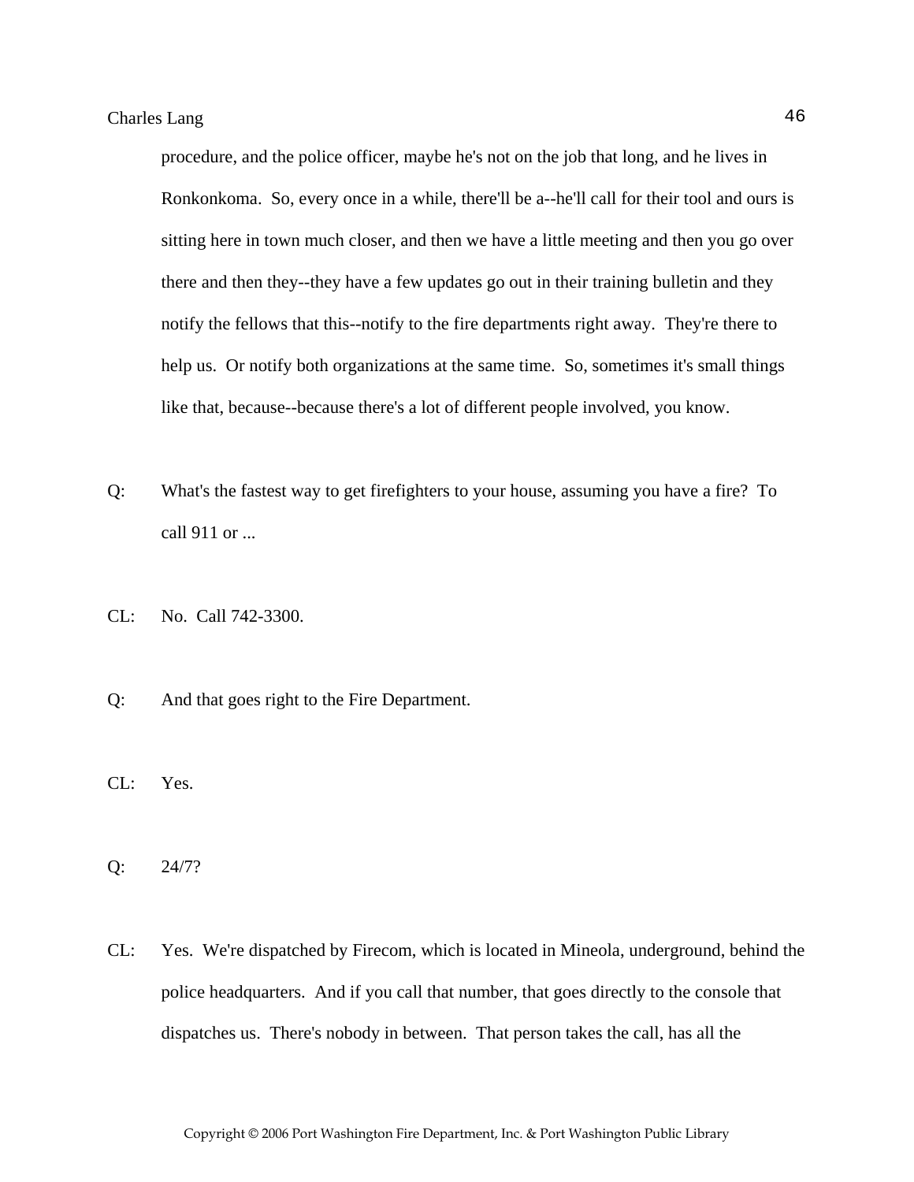procedure, and the police officer, maybe he's not on the job that long, and he lives in Ronkonkoma. So, every once in a while, there'll be a--he'll call for their tool and ours is sitting here in town much closer, and then we have a little meeting and then you go over there and then they--they have a few updates go out in their training bulletin and they notify the fellows that this--notify to the fire departments right away. They're there to help us. Or notify both organizations at the same time. So, sometimes it's small things like that, because--because there's a lot of different people involved, you know.

Q: What's the fastest way to get firefighters to your house, assuming you have a fire? To call 911 or ...

CL: No. Call 742-3300.

Q: And that goes right to the Fire Department.

CL: Yes.

Q: 24/7?

CL: Yes. We're dispatched by Firecom, which is located in Mineola, underground, behind the police headquarters. And if you call that number, that goes directly to the console that dispatches us. There's nobody in between. That person takes the call, has all the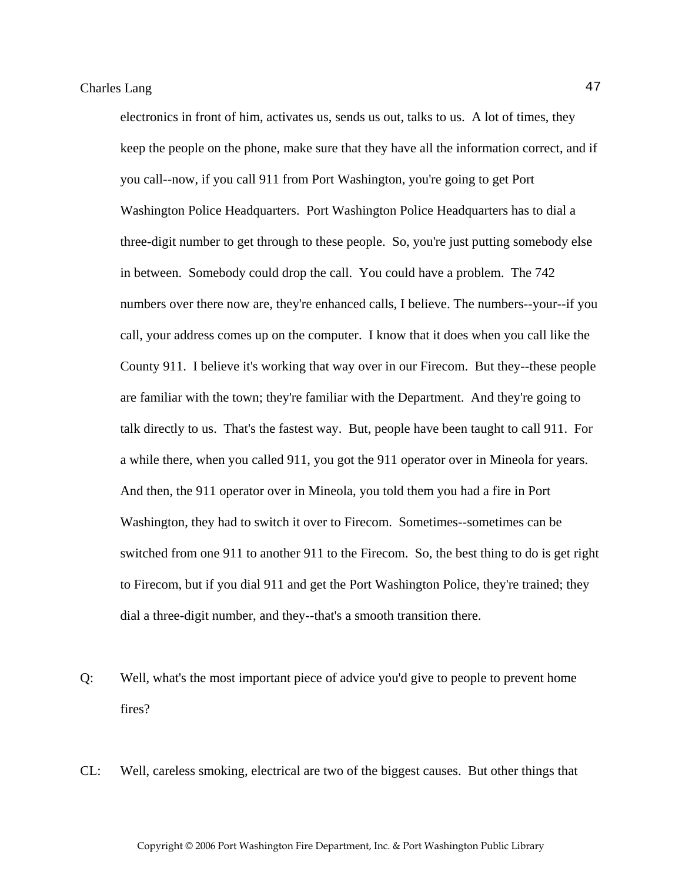electronics in front of him, activates us, sends us out, talks to us. A lot of times, they keep the people on the phone, make sure that they have all the information correct, and if you call--now, if you call 911 from Port Washington, you're going to get Port Washington Police Headquarters. Port Washington Police Headquarters has to dial a three-digit number to get through to these people. So, you're just putting somebody else in between. Somebody could drop the call. You could have a problem. The 742 numbers over there now are, they're enhanced calls, I believe. The numbers--your--if you call, your address comes up on the computer. I know that it does when you call like the County 911. I believe it's working that way over in our Firecom. But they--these people are familiar with the town; they're familiar with the Department. And they're going to talk directly to us. That's the fastest way. But, people have been taught to call 911. For a while there, when you called 911, you got the 911 operator over in Mineola for years. And then, the 911 operator over in Mineola, you told them you had a fire in Port Washington, they had to switch it over to Firecom. Sometimes--sometimes can be switched from one 911 to another 911 to the Firecom. So, the best thing to do is get right to Firecom, but if you dial 911 and get the Port Washington Police, they're trained; they dial a three-digit number, and they--that's a smooth transition there.

Q: Well, what's the most important piece of advice you'd give to people to prevent home fires?

CL: Well, careless smoking, electrical are two of the biggest causes. But other things that

Copyright © 2006 Port Washington Fire Department, Inc. & Port Washington Public Library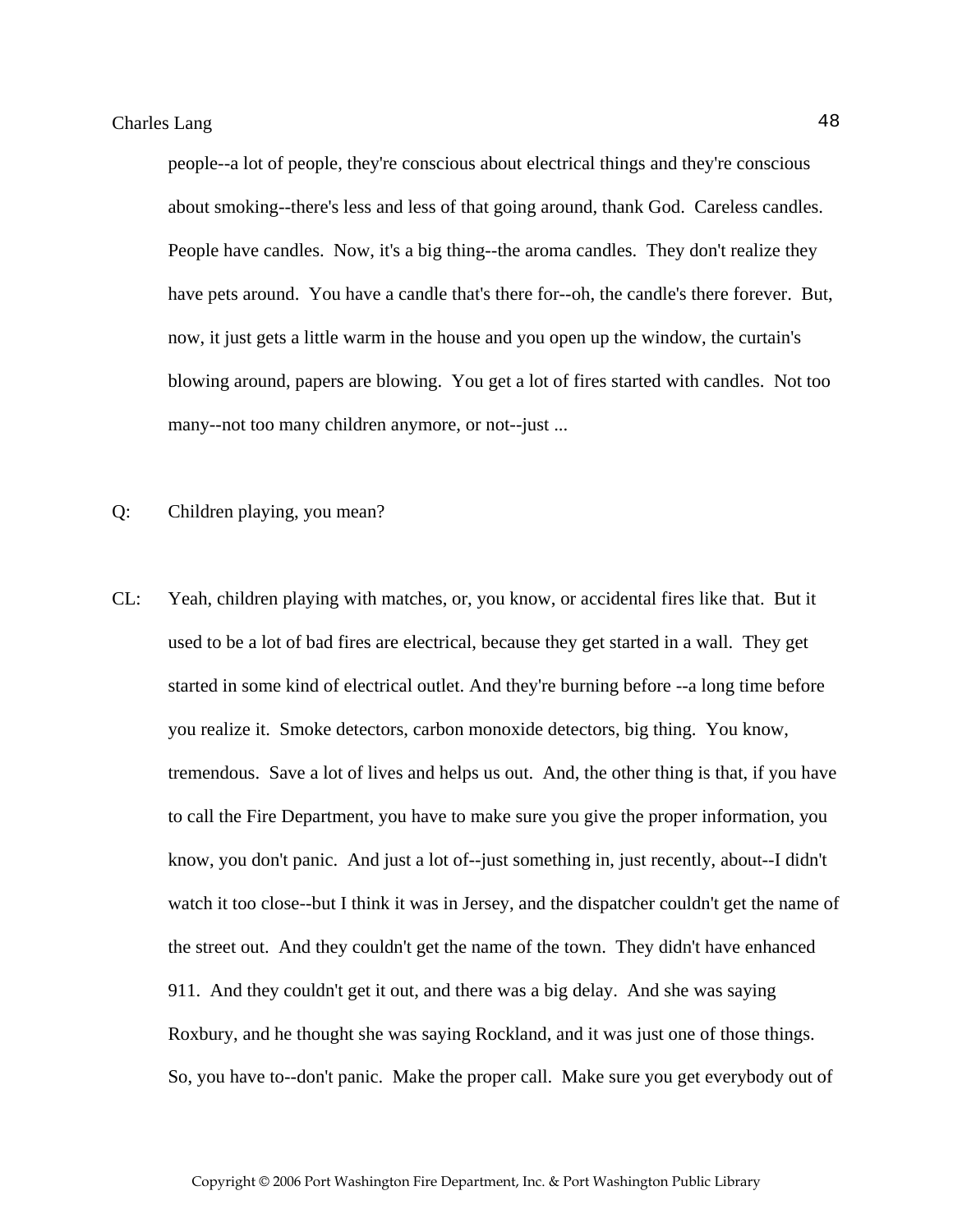people--a lot of people, they're conscious about electrical things and they're conscious about smoking--there's less and less of that going around, thank God. Careless candles. People have candles. Now, it's a big thing--the aroma candles. They don't realize they have pets around. You have a candle that's there for--oh, the candle's there forever. But, now, it just gets a little warm in the house and you open up the window, the curtain's blowing around, papers are blowing. You get a lot of fires started with candles. Not too many--not too many children anymore, or not--just ...

Q: Children playing, you mean?

CL: Yeah, children playing with matches, or, you know, or accidental fires like that. But it used to be a lot of bad fires are electrical, because they get started in a wall. They get started in some kind of electrical outlet. And they're burning before --a long time before you realize it. Smoke detectors, carbon monoxide detectors, big thing. You know, tremendous. Save a lot of lives and helps us out. And, the other thing is that, if you have to call the Fire Department, you have to make sure you give the proper information, you know, you don't panic. And just a lot of--just something in, just recently, about--I didn't watch it too close--but I think it was in Jersey, and the dispatcher couldn't get the name of the street out. And they couldn't get the name of the town. They didn't have enhanced 911. And they couldn't get it out, and there was a big delay. And she was saying Roxbury, and he thought she was saying Rockland, and it was just one of those things. So, you have to--don't panic. Make the proper call. Make sure you get everybody out of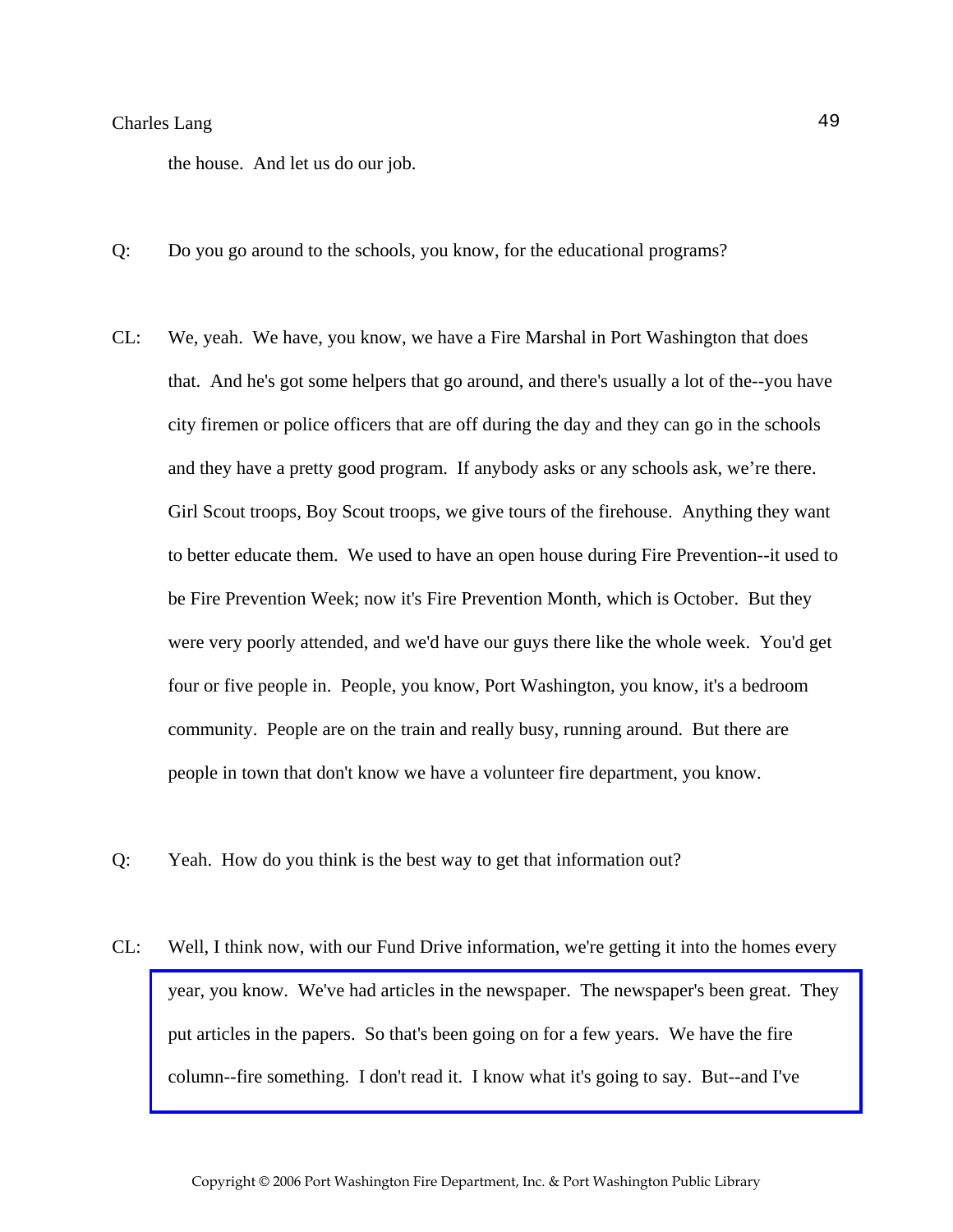the house. And let us do our job.

Q: Do you go around to the schools, you know, for the educational programs?

CL: We, yeah. We have, you know, we have a Fire Marshal in Port Washington that does that. And he's got some helpers that go around, and there's usually a lot of the--you have city firemen or police officers that are off during the day and they can go in the schools and they have a pretty good program. If anybody asks or any schools ask, we're there. Girl Scout troops, Boy Scout troops, we give tours of the firehouse. Anything they want to better educate them. We used to have an open house during Fire Prevention--it used to be Fire Prevention Week; now it's Fire Prevention Month, which is October. But they were very poorly attended, and we'd have our guys there like the whole week. You'd get four or five people in. People, you know, Port Washington, you know, it's a bedroom community. People are on the train and really busy, running around. But there are people in town that don't know we have a volunteer fire department, you know.

Q: Yeah. How do you think is the best way to get that information out?

CL: Well, I think now, with our Fund Drive information, we're getting it into the homes every year, you know. We've had articles in the newspaper. The newspaper's been great. They put articles in the papers. So that's been going on for a few years. We have the fire column--fire something. I don't read it. I know what it's going to say. But--and I've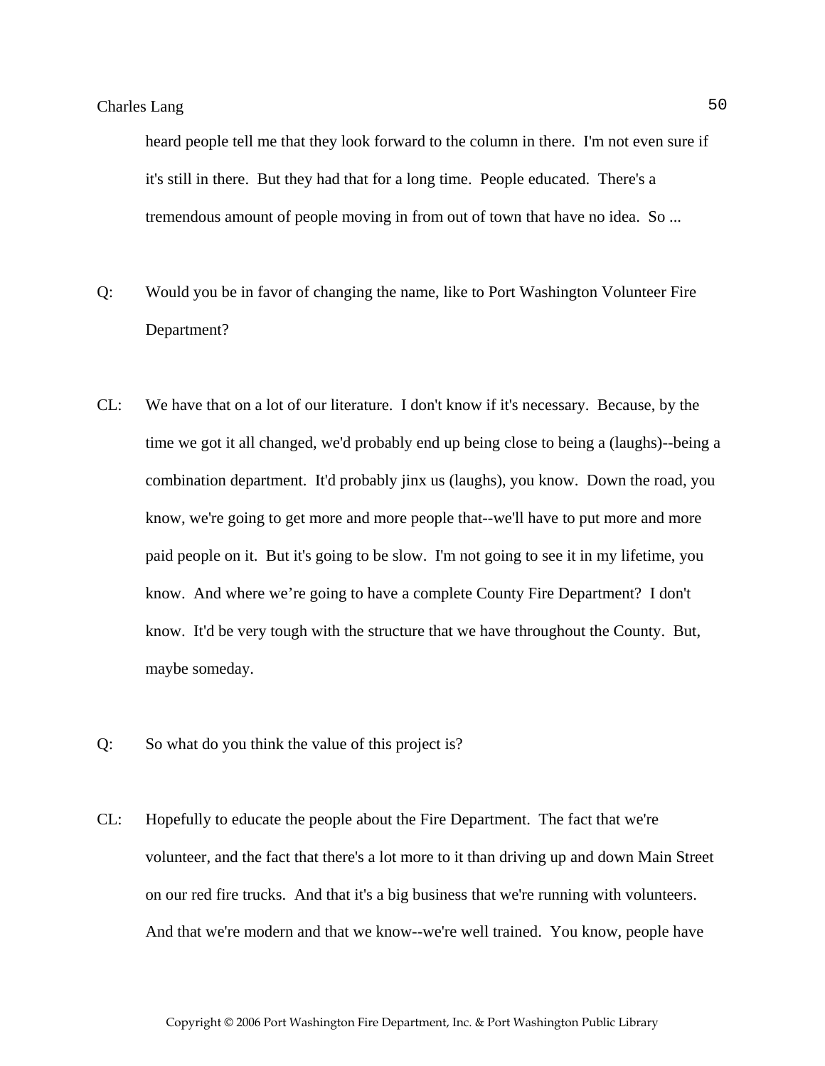heard people tell me that they look forward to the column in there. I'm not even sure if it's still in there. But they had that for a long time. People educated. There's a tremendous amount of people moving in from out of town that have no idea. So ...

Q: Would you be in favor of changing the name, like to Port Washington Volunteer Fire Department?

CL: We have that on a lot of our literature. I don't know if it's necessary. Because, by the time we got it all changed, we'd probably end up being close to being a (laughs)--being a combination department. It'd probably jinx us (laughs), you know. Down the road, you know, we're going to get more and more people that--we'll have to put more and more paid people on it. But it's going to be slow. I'm not going to see it in my lifetime, you know. And where we're going to have a complete County Fire Department? I don't know. It'd be very tough with the structure that we have throughout the County. But, maybe someday.

Q: So what do you think the value of this project is?

CL: Hopefully to educate the people about the Fire Department. The fact that we're volunteer, and the fact that there's a lot more to it than driving up and down Main Street on our red fire trucks. And that it's a big business that we're running with volunteers. And that we're modern and that we know--we're well trained. You know, people have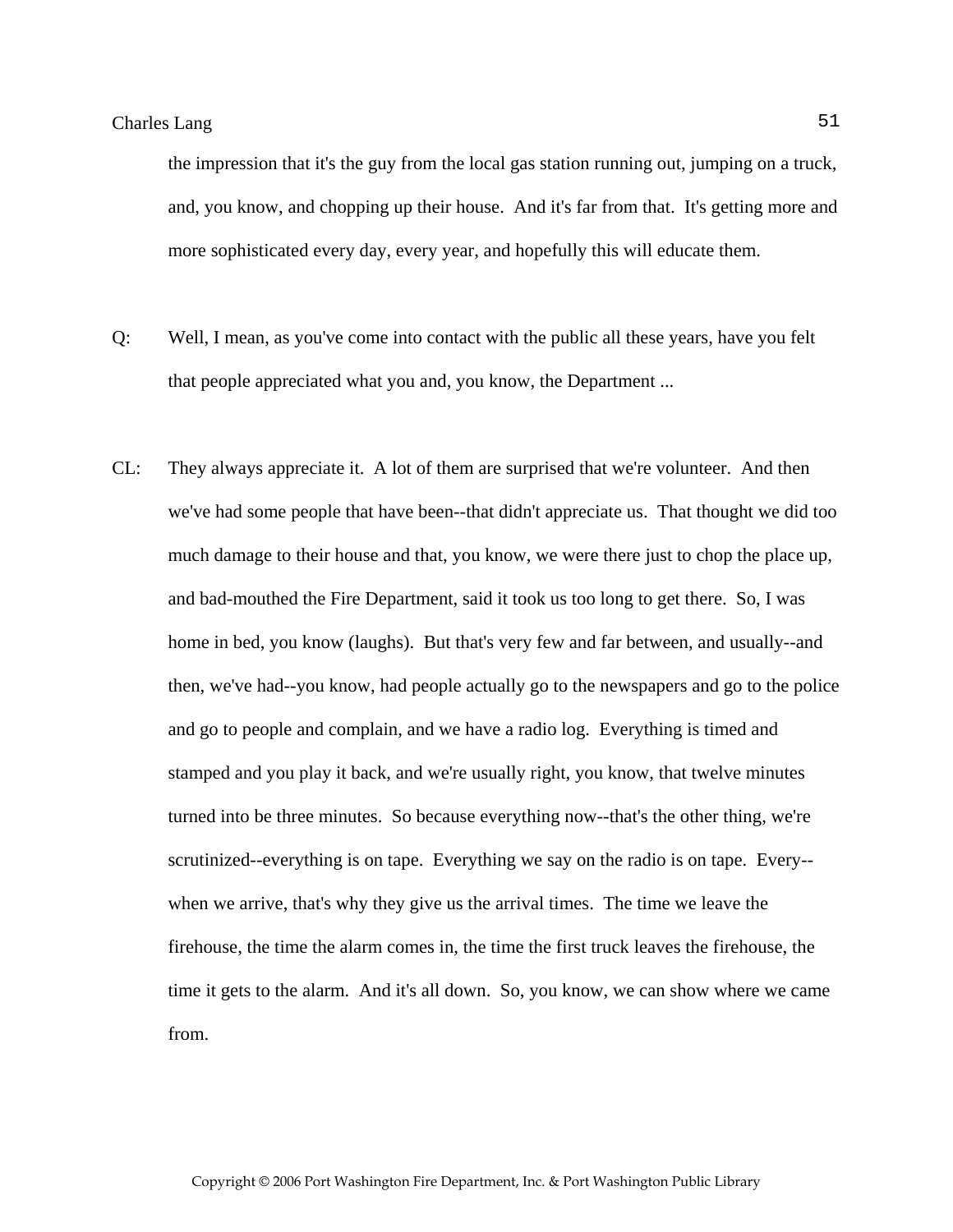the impression that it's the guy from the local gas station running out, jumping on a truck, and, you know, and chopping up their house. And it's far from that. It's getting more and more sophisticated every day, every year, and hopefully this will educate them.

Q: Well, I mean, as you've come into contact with the public all these years, have you felt that people appreciated what you and, you know, the Department ...

CL: They always appreciate it. A lot of them are surprised that we're volunteer. And then we've had some people that have been--that didn't appreciate us. That thought we did too much damage to their house and that, you know, we were there just to chop the place up, and bad-mouthed the Fire Department, said it took us too long to get there. So, I was home in bed, you know (laughs). But that's very few and far between, and usually--and then, we've had--you know, had people actually go to the newspapers and go to the police and go to people and complain, and we have a radio log. Everything is timed and stamped and you play it back, and we're usually right, you know, that twelve minutes turned into be three minutes. So because everything now--that's the other thing, we're scrutinized--everything is on tape. Everything we say on the radio is on tape. Every--when we arrive, that's why they give us the arrival times. The time we leave the firehouse, the time the alarm comes in, the time the first truck leaves the firehouse, the time it gets to the alarm. And it's all down. So, you know, we can show where we came from.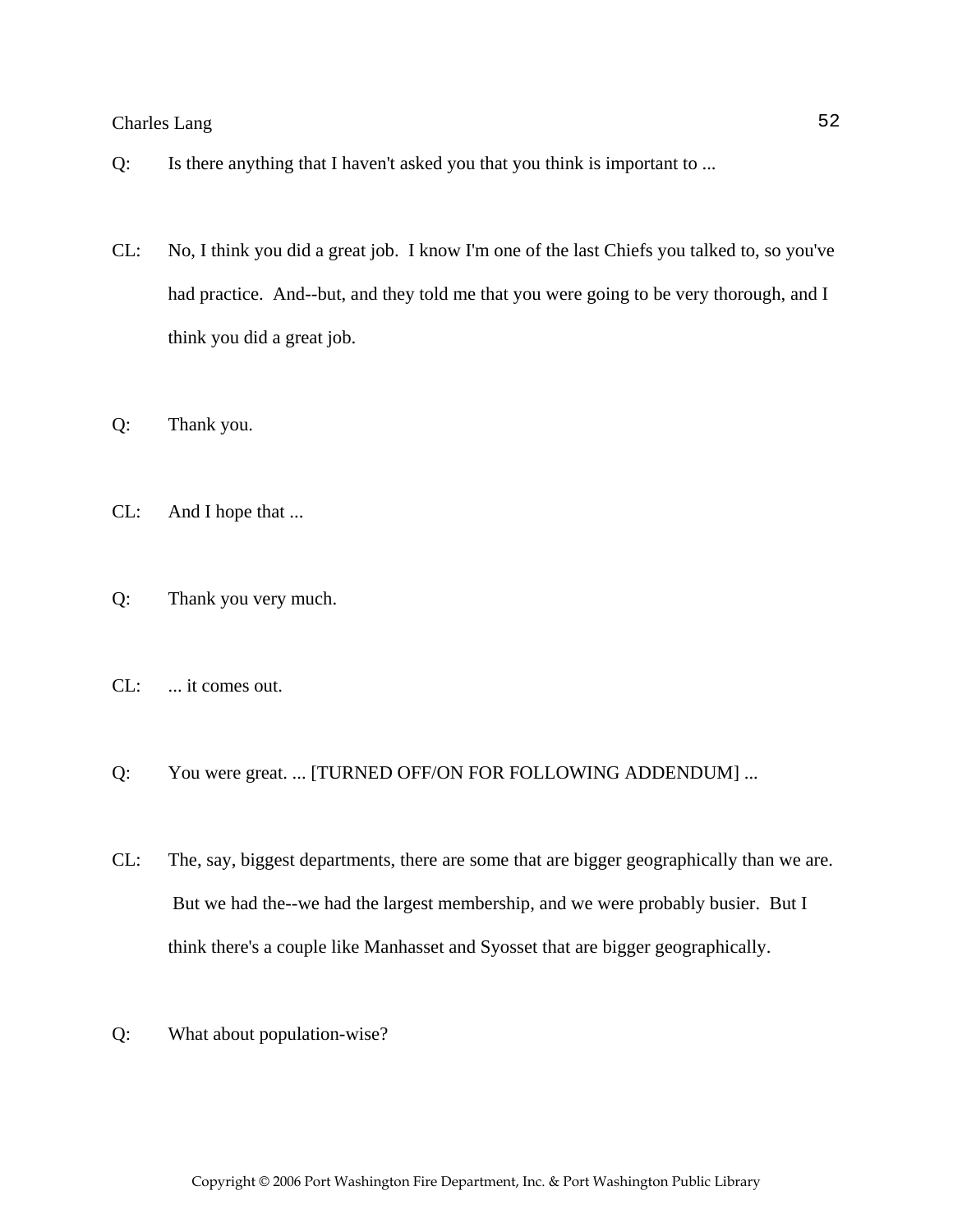Q: Is there anything that I haven't asked you that you think is important to ...

CL: No, I think you did a great job. I know I'm one of the last Chiefs you talked to, so you've had practice. And--but, and they told me that you were going to be very thorough, and I think you did a great job.

Q: Thank you.

CL: And I hope that ...

Q: Thank you very much.

CL: ... it comes out.

Q: You were great. ... [TURNED OFF/ON FOR FOLLOWING ADDENDUM] ...

CL: The, say, biggest departments, there are some that are bigger geographically than we are. But we had the--we had the largest membership, and we were probably busier. But I think there's a couple like Manhasset and Syosset that are bigger geographically.

Q: What about population-wise?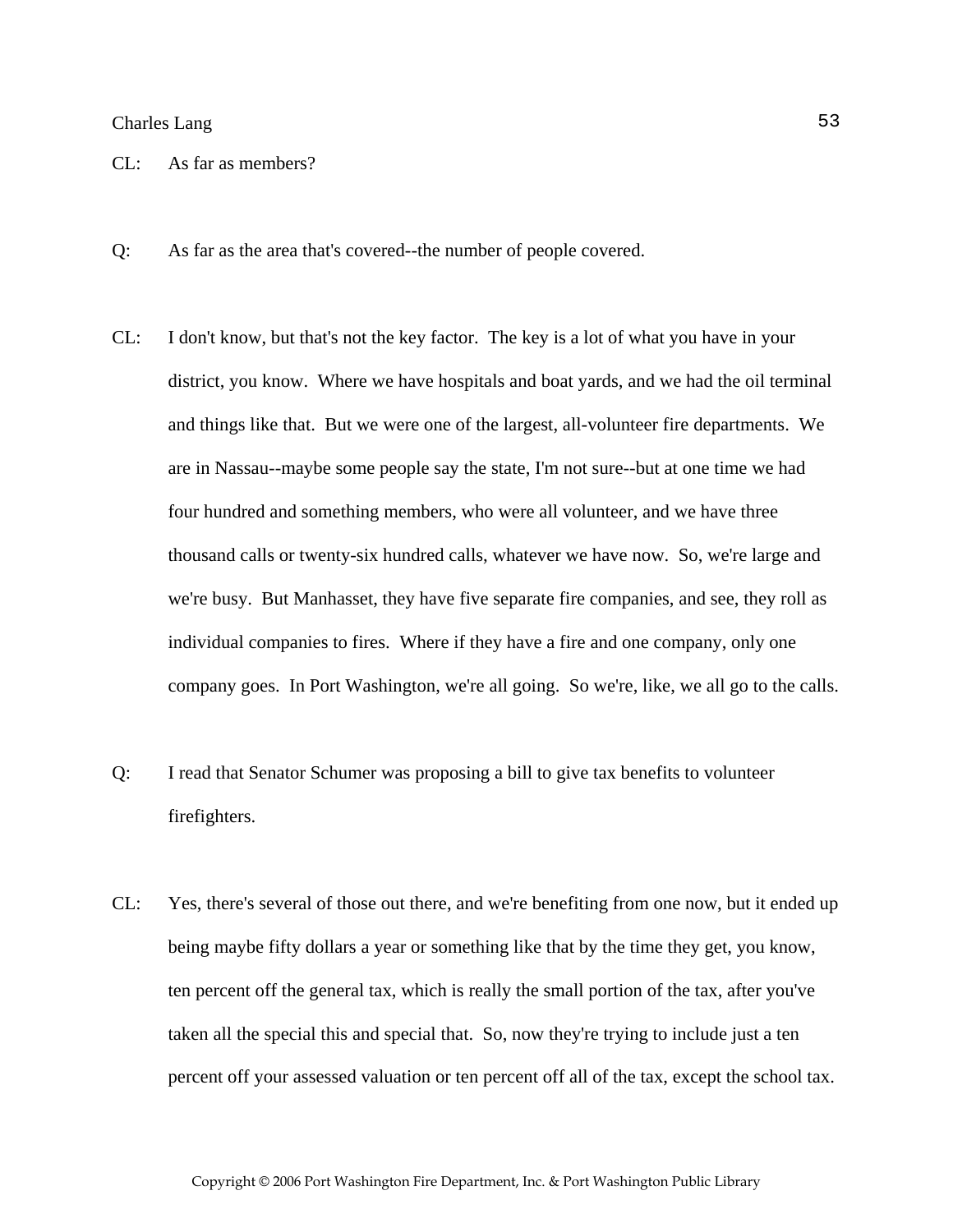CL: As far as members?

Q: As far as the area that's covered--the number of people covered.

CL: I don't know, but that's not the key factor. The key is a lot of what you have in your district, you know. Where we have hospitals and boat yards, and we had the oil terminal and things like that. But we were one of the largest, all-volunteer fire departments. We are in Nassau--maybe some people say the state, I'm not sure--but at one time we had four hundred and something members, who were all volunteer, and we have three thousand calls or twenty-six hundred calls, whatever we have now. So, we're large and we're busy. But Manhasset, they have five separate fire companies, and see, they roll as individual companies to fires. Where if they have a fire and one company, only one company goes. In Port Washington, we're all going. So we're, like, we all go to the calls.

Q: I read that Senator Schumer was proposing a bill to give tax benefits to volunteer firefighters.

CL: Yes, there's several of those out there, and we're benefiting from one now, but it ended up being maybe fifty dollars a year or something like that by the time they get, you know, ten percent off the general tax, which is really the small portion of the tax, after you've taken all the special this and special that. So, now they're trying to include just a ten percent off your assessed valuation or ten percent off all of the tax, except the school tax.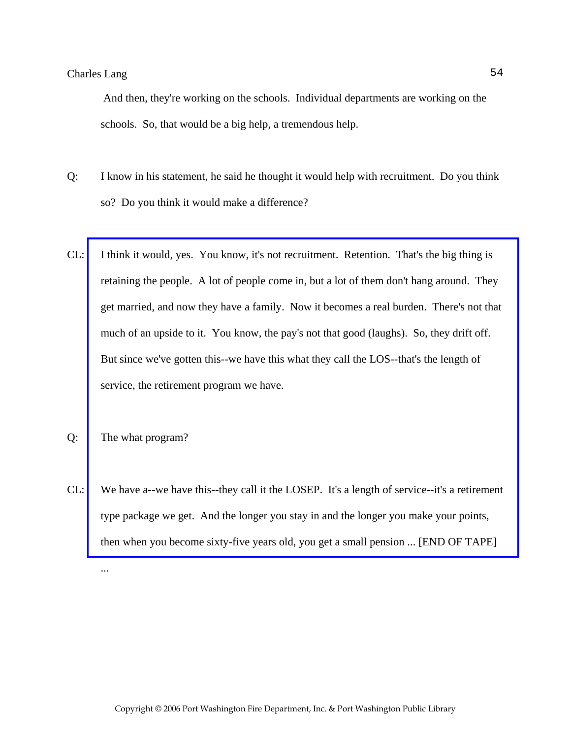And then, they're working on the schools. Individual departments are working on the schools. So, that would be a big help, a tremendous help.

Q: I know in his statement, he said he thought it would help with recruitment. Do you think so? Do you think it would make a difference?

CL: I think it would, yes. You know, it's not recruitment. Retention. That's the big thing is retaining the people. A lot of people come in, but a lot of them don't hang around. They get married, and now they have a family. Now it becomes a real burden. There's not that much of an upside to it. You know, the pay's not that good (laughs). So, they drift off. But since we've gotten this--we have this what they call the LOS--that's the length of service, the retirement program we have.

Q: The what program?

CL: We have a--we have this--they call it the LOSEP. It's a length of service--it's a retirement type package we get. And the longer you stay in and the longer you make your points, then when you become sixty-five years old, you get a small pension ... [END OF TAPE] ...

Copyright © 2006 Port Washington Fire Department, Inc. & Port Washington Public Library